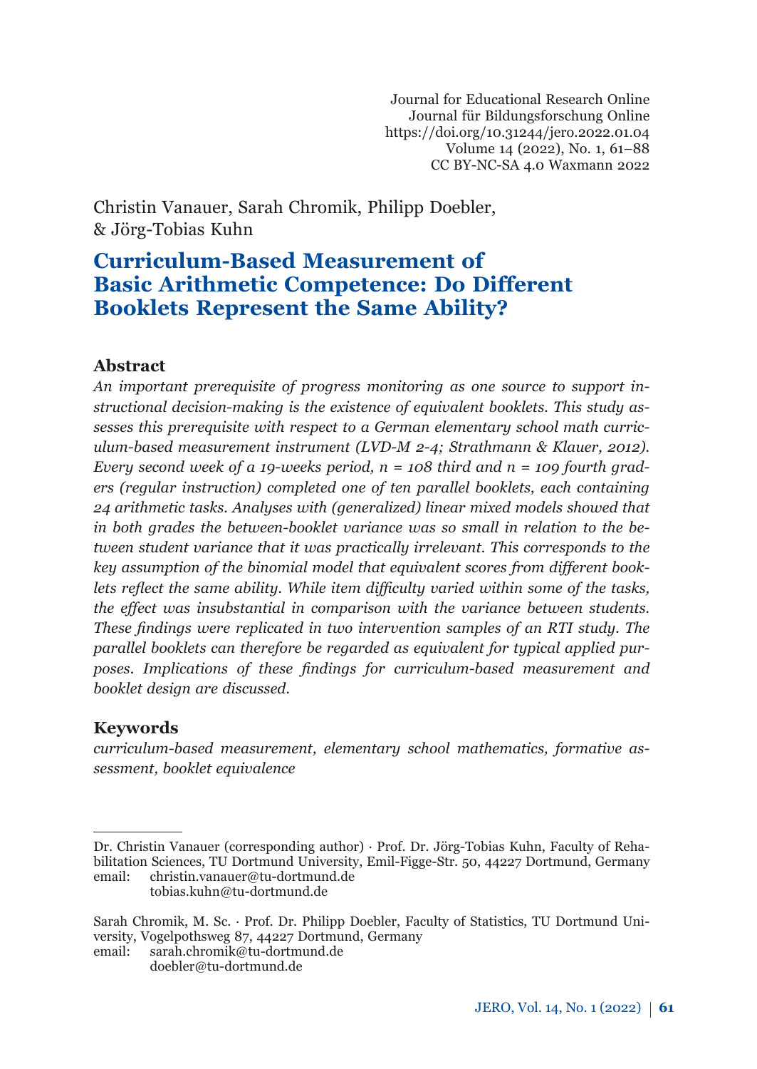Christin Vanauer, Sarah Chromik, Philipp Doebler, & Jörg-Tobias Kuhn

# Curriculum-Based Measurement of Basic Arithmetic Competence: Do Different Booklets Represent the Same Ability?

## Abstract

*An important prerequisite of progress monitoring as one source to support instructional decision-making is the existence of equivalent booklets. This study assesses this prerequisite with respect to a German elementary school math curriculum-based measurement instrument (LVD-M 2-4; Strathmann & Klauer, 2012). Every second week of a 19-weeks period, n = 108 third and n = 109 fourth graders (regular instruction) completed one of ten parallel booklets, each containing 24 arithmetic tasks. Analyses with (generalized) linear mixed models showed that in both grades the between-booklet variance was so small in relation to the between student variance that it was practically irrelevant. This corresponds to the key assumption of the binomial model that equivalent scores from different booklets reflect the same ability. While item difficulty varied within some of the tasks, the effect was insubstantial in comparison with the variance between students. These findings were replicated in two intervention samples of an RTI study. The parallel booklets can therefore be regarded as equivalent for typical applied purposes. Implications of these findings for curriculum-based measurement and booklet design are discussed.*

## Keywords

*curriculum-based measurement, elementary school mathematics, formative assessment, booklet equivalence*

---

Dr. Christin Vanauer (corresponding author) · Prof. Dr. Jörg-Tobias Kuhn, Faculty of Rehabilitation Sciences, TU Dortmund University, Emil-Figge-Str. 50, 44227 Dortmund, Germany
email: christin.vanauer@tu-dortmund.de
tobias.kuhn@tu-dortmund.de

Sarah Chromik, M. Sc. · Prof. Dr. Philipp Doebler, Faculty of Statistics, TU Dortmund University, Vogelpothsweg 87, 44227 Dortmund, Germany
email: sarah.chromik@tu-dortmund.de
doebler@tu-dortmund.de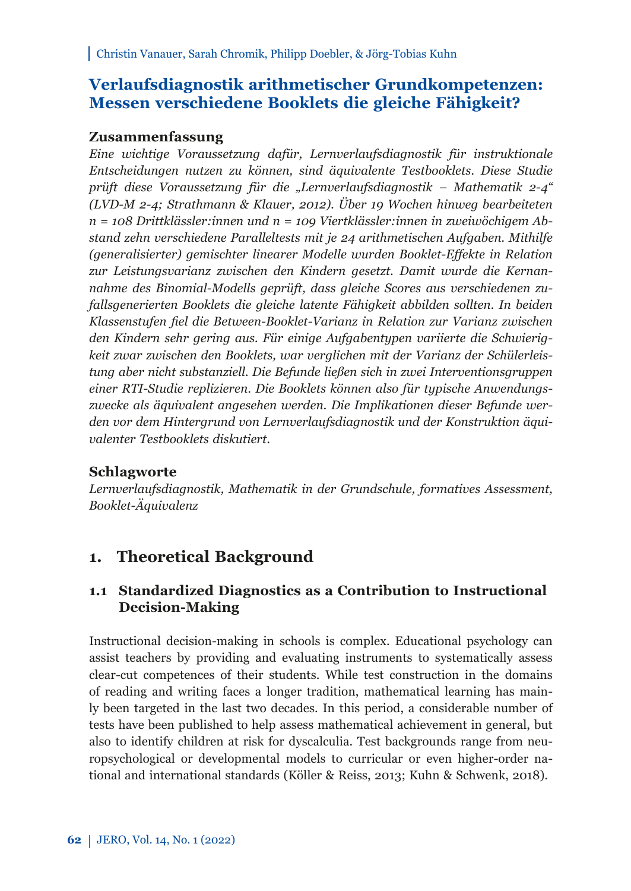Christin Vanauer, Sarah Chromik, Philipp Doebler, & Jörg-Tobias Kuhn

# Verlaufsdiagnostik arithmetischer Grundkompetenzen: Messen verschiedene Booklets die gleiche Fähigkeit?

### Zusammenfassung

*Eine wichtige Voraussetzung dafür, Lernverlaufsdiagnostik für instruktionale Entscheidungen nutzen zu können, sind äquivalente Testbooklets. Diese Studie prüft diese Voraussetzung für die „Lernverlaufsdiagnostik – Mathematik 2-4" (LVD-M 2-4; Strathmann & Klauer, 2012). Über 19 Wochen hinweg bearbeiteten n = 108 Drittklässler:innen und n = 109 Viertklässler:innen in zweiwöchigem Abstand zehn verschiedene Paralleltests mit je 24 arithmetischen Aufgaben. Mithilfe (generalisierter) gemischter linearer Modelle wurden Booklet-Effekte in Relation zur Leistungsvarianz zwischen den Kindern gesetzt. Damit wurde die Kernannahme des Binomial-Modells geprüft, dass gleiche Scores aus verschiedenen zufallsgenerierten Booklets die gleiche latente Fähigkeit abbilden sollten. In beiden Klassenstufen fiel die Between-Booklet-Varianz in Relation zur Varianz zwischen den Kindern sehr gering aus. Für einige Aufgabentypen variierte die Schwierigkeit zwar zwischen den Booklets, war verglichen mit der Varianz der Schülerleistung aber nicht substanziell. Die Befunde ließen sich in zwei Interventionsgruppen einer RTI-Studie replizieren. Die Booklets können also für typische Anwendungszwecke als äquivalent angesehen werden. Die Implikationen dieser Befunde werden vor dem Hintergrund von Lernverlaufsdiagnostik und der Konstruktion äquivalenter Testbooklets diskutiert.*

### Schlagworte

*Lernverlaufsdiagnostik, Mathematik in der Grundschule, formatives Assessment, Booklet-Äquivalenz*

## 1. Theoretical Background

### 1.1 Standardized Diagnostics as a Contribution to Instructional Decision-Making

Instructional decision-making in schools is complex. Educational psychology can assist teachers by providing and evaluating instruments to systematically assess clear-cut competences of their students. While test construction in the domains of reading and writing faces a longer tradition, mathematical learning has mainly been targeted in the last two decades. In this period, a considerable number of tests have been published to help assess mathematical achievement in general, but also to identify children at risk for dyscalculia. Test backgrounds range from neuropsychological or developmental models to curricular or even higher-order national and international standards (Köller & Reiss, 2013; Kuhn & Schwenk, 2018).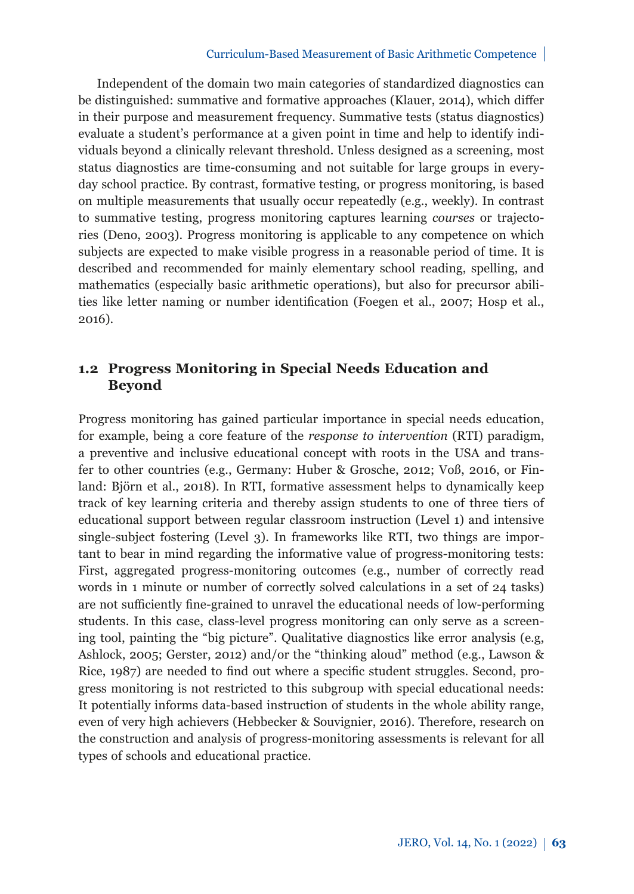Independent of the domain two main categories of standardized diagnostics can be distinguished: summative and formative approaches (Klauer, 2014), which differ in their purpose and measurement frequency. Summative tests (status diagnostics) evaluate a student's performance at a given point in time and help to identify individuals beyond a clinically relevant threshold. Unless designed as a screening, most status diagnostics are time-consuming and not suitable for large groups in everyday school practice. By contrast, formative testing, or progress monitoring, is based on multiple measurements that usually occur repeatedly (e.g., weekly). In contrast to summative testing, progress monitoring captures learning *courses* or trajectories (Deno, 2003). Progress monitoring is applicable to any competence on which subjects are expected to make visible progress in a reasonable period of time. It is described and recommended for mainly elementary school reading, spelling, and mathematics (especially basic arithmetic operations), but also for precursor abilities like letter naming or number identification (Foegen et al., 2007; Hosp et al., 2016).

## 1.2 Progress Monitoring in Special Needs Education and Beyond

Progress monitoring has gained particular importance in special needs education, for example, being a core feature of the *response to intervention* (RTI) paradigm, a preventive and inclusive educational concept with roots in the USA and transfer to other countries (e.g., Germany: Huber & Grosche, 2012; Voß, 2016, or Finland: Björn et al., 2018). In RTI, formative assessment helps to dynamically keep track of key learning criteria and thereby assign students to one of three tiers of educational support between regular classroom instruction (Level 1) and intensive single-subject fostering (Level 3). In frameworks like RTI, two things are important to bear in mind regarding the informative value of progress-monitoring tests: First, aggregated progress-monitoring outcomes (e.g., number of correctly read words in 1 minute or number of correctly solved calculations in a set of 24 tasks) are not sufficiently fine-grained to unravel the educational needs of low-performing students. In this case, class-level progress monitoring can only serve as a screening tool, painting the "big picture". Qualitative diagnostics like error analysis (e.g, Ashlock, 2005; Gerster, 2012) and/or the "thinking aloud" method (e.g., Lawson & Rice, 1987) are needed to find out where a specific student struggles. Second, progress monitoring is not restricted to this subgroup with special educational needs: It potentially informs data-based instruction of students in the whole ability range, even of very high achievers (Hebbecker & Souvignier, 2016). Therefore, research on the construction and analysis of progress-monitoring assessments is relevant for all types of schools and educational practice.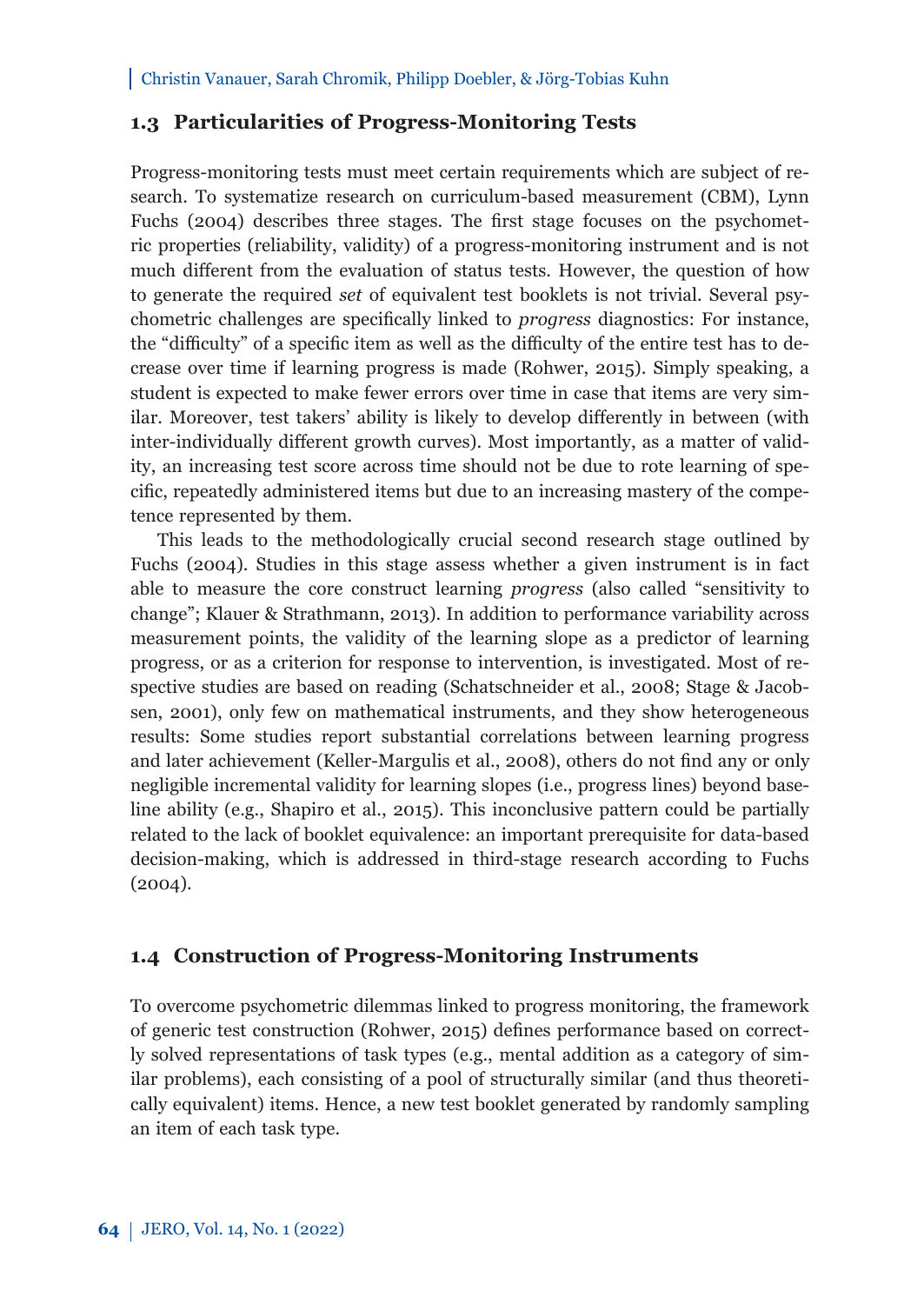## 1.3 Particularities of Progress-Monitoring Tests

Progress-monitoring tests must meet certain requirements which are subject of research. To systematize research on curriculum-based measurement (CBM), Lynn Fuchs (2004) describes three stages. The first stage focuses on the psychometric properties (reliability, validity) of a progress-monitoring instrument and is not much different from the evaluation of status tests. However, the question of how to generate the required *set* of equivalent test booklets is not trivial. Several psychometric challenges are specifically linked to *progress* diagnostics: For instance, the "difficulty" of a specific item as well as the difficulty of the entire test has to decrease over time if learning progress is made (Rohwer, 2015). Simply speaking, a student is expected to make fewer errors over time in case that items are very similar. Moreover, test takers' ability is likely to develop differently in between (with inter-individually different growth curves). Most importantly, as a matter of validity, an increasing test score across time should not be due to rote learning of specific, repeatedly administered items but due to an increasing mastery of the competence represented by them.

This leads to the methodologically crucial second research stage outlined by Fuchs (2004). Studies in this stage assess whether a given instrument is in fact able to measure the core construct learning *progress* (also called "sensitivity to change"; Klauer & Strathmann, 2013). In addition to performance variability across measurement points, the validity of the learning slope as a predictor of learning progress, or as a criterion for response to intervention, is investigated. Most of respective studies are based on reading (Schatschneider et al., 2008; Stage & Jacobsen, 2001), only few on mathematical instruments, and they show heterogeneous results: Some studies report substantial correlations between learning progress and later achievement (Keller-Margulis et al., 2008), others do not find any or only negligible incremental validity for learning slopes (i.e., progress lines) beyond baseline ability (e.g., Shapiro et al., 2015). This inconclusive pattern could be partially related to the lack of booklet equivalence: an important prerequisite for data-based decision-making, which is addressed in third-stage research according to Fuchs (2004).

## 1.4 Construction of Progress-Monitoring Instruments

To overcome psychometric dilemmas linked to progress monitoring, the framework of generic test construction (Rohwer, 2015) defines performance based on correctly solved representations of task types (e.g., mental addition as a category of similar problems), each consisting of a pool of structurally similar (and thus theoretically equivalent) items. Hence, a new test booklet generated by randomly sampling an item of each task type.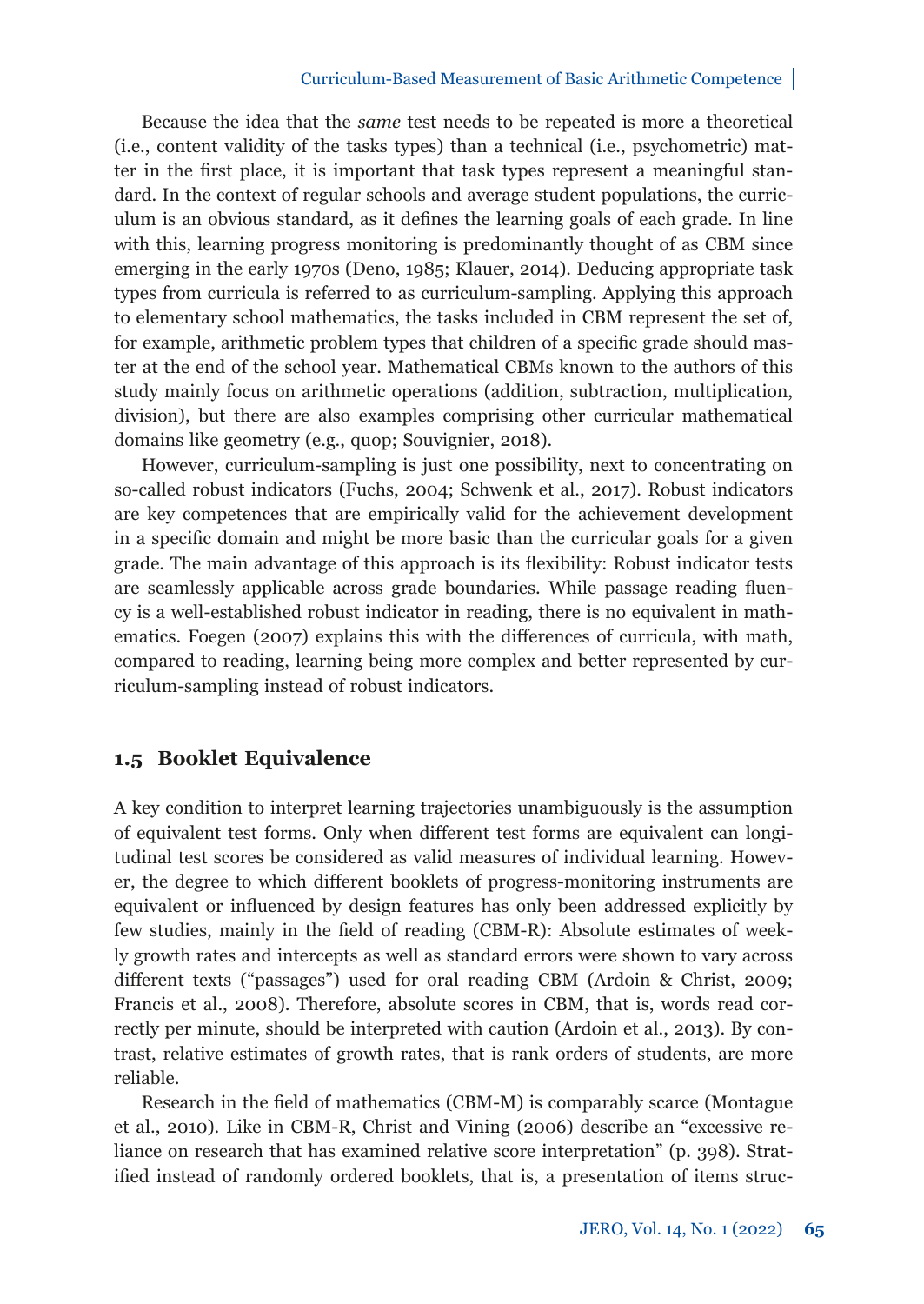Because the idea that the *same* test needs to be repeated is more a theoretical (i.e., content validity of the tasks types) than a technical (i.e., psychometric) matter in the first place, it is important that task types represent a meaningful standard. In the context of regular schools and average student populations, the curriculum is an obvious standard, as it defines the learning goals of each grade. In line with this, learning progress monitoring is predominantly thought of as CBM since emerging in the early 1970s (Deno, 1985; Klauer, 2014). Deducing appropriate task types from curricula is referred to as curriculum-sampling. Applying this approach to elementary school mathematics, the tasks included in CBM represent the set of, for example, arithmetic problem types that children of a specific grade should master at the end of the school year. Mathematical CBMs known to the authors of this study mainly focus on arithmetic operations (addition, subtraction, multiplication, division), but there are also examples comprising other curricular mathematical domains like geometry (e.g., quop; Souvignier, 2018).

However, curriculum-sampling is just one possibility, next to concentrating on so-called robust indicators (Fuchs, 2004; Schwenk et al., 2017). Robust indicators are key competences that are empirically valid for the achievement development in a specific domain and might be more basic than the curricular goals for a given grade. The main advantage of this approach is its flexibility: Robust indicator tests are seamlessly applicable across grade boundaries. While passage reading fluency is a well-established robust indicator in reading, there is no equivalent in mathematics. Foegen (2007) explains this with the differences of curricula, with math, compared to reading, learning being more complex and better represented by curriculum-sampling instead of robust indicators.

## 1.5 Booklet Equivalence

A key condition to interpret learning trajectories unambiguously is the assumption of equivalent test forms. Only when different test forms are equivalent can longitudinal test scores be considered as valid measures of individual learning. However, the degree to which different booklets of progress-monitoring instruments are equivalent or influenced by design features has only been addressed explicitly by few studies, mainly in the field of reading (CBM-R): Absolute estimates of weekly growth rates and intercepts as well as standard errors were shown to vary across different texts ("passages") used for oral reading CBM (Ardoin & Christ, 2009; Francis et al., 2008). Therefore, absolute scores in CBM, that is, words read correctly per minute, should be interpreted with caution (Ardoin et al., 2013). By contrast, relative estimates of growth rates, that is rank orders of students, are more reliable.

Research in the field of mathematics (CBM-M) is comparably scarce (Montague et al., 2010). Like in CBM-R, Christ and Vining (2006) describe an "excessive reliance on research that has examined relative score interpretation" (p. 398). Stratified instead of randomly ordered booklets, that is, a presentation of items struc-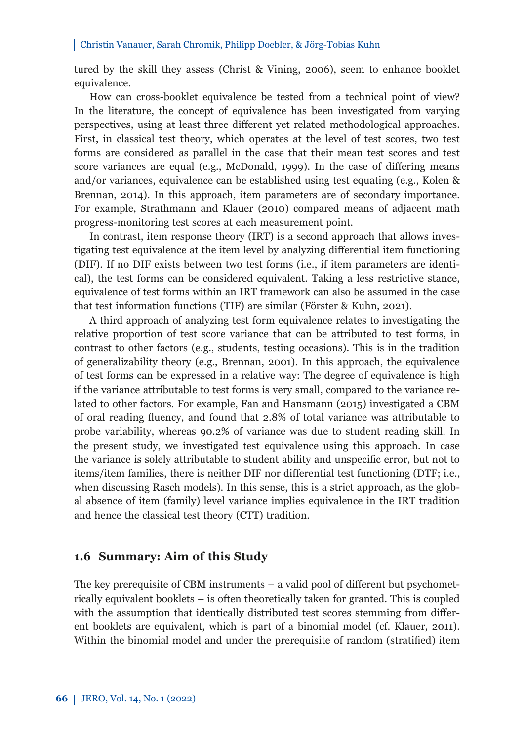tured by the skill they assess (Christ & Vining, 2006), seem to enhance booklet equivalence.

How can cross-booklet equivalence be tested from a technical point of view? In the literature, the concept of equivalence has been investigated from varying perspectives, using at least three different yet related methodological approaches. First, in classical test theory, which operates at the level of test scores, two test forms are considered as parallel in the case that their mean test scores and test score variances are equal (e.g., McDonald, 1999). In the case of differing means and/or variances, equivalence can be established using test equating (e.g., Kolen & Brennan, 2014). In this approach, item parameters are of secondary importance. For example, Strathmann and Klauer (2010) compared means of adjacent math progress-monitoring test scores at each measurement point.

In contrast, item response theory (IRT) is a second approach that allows investigating test equivalence at the item level by analyzing differential item functioning (DIF). If no DIF exists between two test forms (i.e., if item parameters are identical), the test forms can be considered equivalent. Taking a less restrictive stance, equivalence of test forms within an IRT framework can also be assumed in the case that test information functions (TIF) are similar (Förster & Kuhn, 2021).

A third approach of analyzing test form equivalence relates to investigating the relative proportion of test score variance that can be attributed to test forms, in contrast to other factors (e.g., students, testing occasions). This is in the tradition of generalizability theory (e.g., Brennan, 2001). In this approach, the equivalence of test forms can be expressed in a relative way: The degree of equivalence is high if the variance attributable to test forms is very small, compared to the variance related to other factors. For example, Fan and Hansmann (2015) investigated a CBM of oral reading fluency, and found that 2.8% of total variance was attributable to probe variability, whereas 90.2% of variance was due to student reading skill. In the present study, we investigated test equivalence using this approach. In case the variance is solely attributable to student ability and unspecific error, but not to items/item families, there is neither DIF nor differential test functioning (DTF; i.e., when discussing Rasch models). In this sense, this is a strict approach, as the global absence of item (family) level variance implies equivalence in the IRT tradition and hence the classical test theory (CTT) tradition.

### 1.6 Summary: Aim of this Study

The key prerequisite of CBM instruments – a valid pool of different but psychometrically equivalent booklets – is often theoretically taken for granted. This is coupled with the assumption that identically distributed test scores stemming from different booklets are equivalent, which is part of a binomial model (cf. Klauer, 2011). Within the binomial model and under the prerequisite of random (stratified) item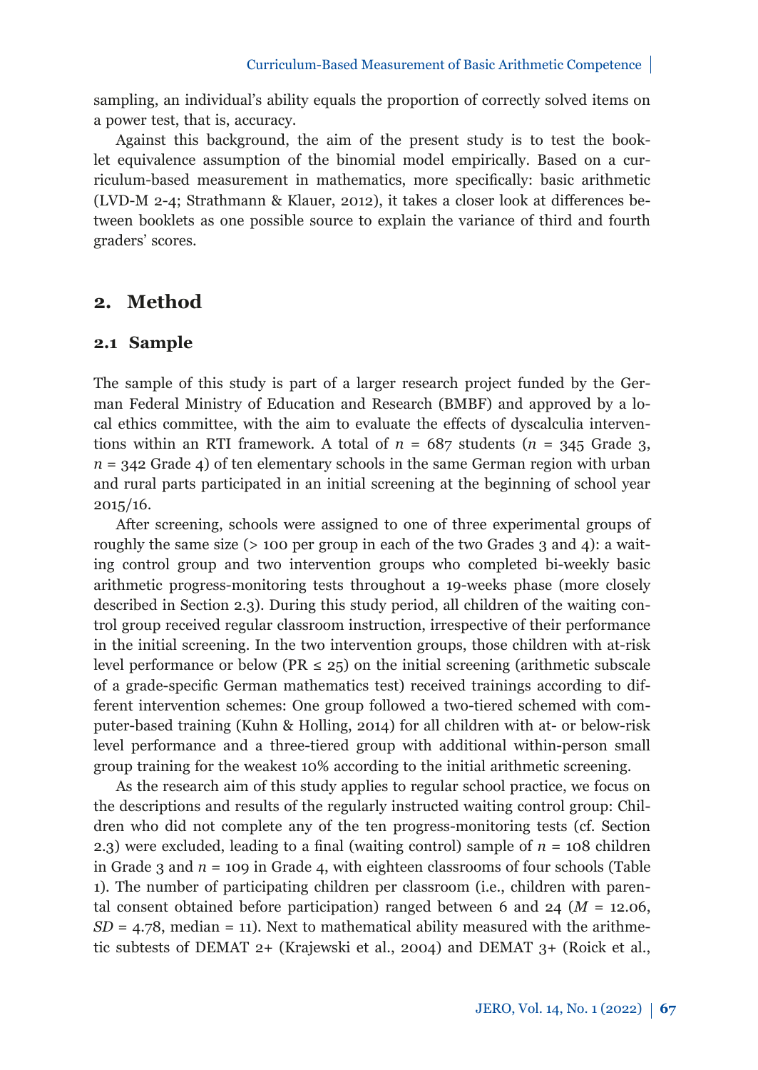sampling, an individual's ability equals the proportion of correctly solved items on a power test, that is, accuracy.

Against this background, the aim of the present study is to test the booklet equivalence assumption of the binomial model empirically. Based on a curriculum-based measurement in mathematics, more specifically: basic arithmetic (LVD-M 2-4; Strathmann & Klauer, 2012), it takes a closer look at differences between booklets as one possible source to explain the variance of third and fourth graders' scores.

## 2. Method

### 2.1 Sample

The sample of this study is part of a larger research project funded by the German Federal Ministry of Education and Research (BMBF) and approved by a local ethics committee, with the aim to evaluate the effects of dyscalculia interventions within an RTI framework. A total of $n$ = 687 students ($n$ = 345 Grade 3, $n$ = 342 Grade 4) of ten elementary schools in the same German region with urban and rural parts participated in an initial screening at the beginning of school year 2015/16.

After screening, schools were assigned to one of three experimental groups of roughly the same size (> 100 per group in each of the two Grades 3 and 4): a waiting control group and two intervention groups who completed bi-weekly basic arithmetic progress-monitoring tests throughout a 19-weeks phase (more closely described in Section 2.3). During this study period, all children of the waiting control group received regular classroom instruction, irrespective of their performance in the initial screening. In the two intervention groups, those children with at-risk level performance or below (PR ≤ 25) on the initial screening (arithmetic subscale of a grade-specific German mathematics test) received trainings according to different intervention schemes: One group followed a two-tiered schemed with computer-based training (Kuhn & Holling, 2014) for all children with at- or below-risk level performance and a three-tiered group with additional within-person small group training for the weakest 10% according to the initial arithmetic screening.

As the research aim of this study applies to regular school practice, we focus on the descriptions and results of the regularly instructed waiting control group: Children who did not complete any of the ten progress-monitoring tests (cf. Section 2.3) were excluded, leading to a final (waiting control) sample of $n$ = 108 children in Grade 3 and $n$ = 109 in Grade 4, with eighteen classrooms of four schools (Table 1). The number of participating children per classroom (i.e., children with parental consent obtained before participation) ranged between 6 and 24 ($M$ = 12.06, $SD$ = 4.78, median = 11). Next to mathematical ability measured with the arithmetic subtests of DEMAT 2+ (Krajewski et al., 2004) and DEMAT 3+ (Roick et al.,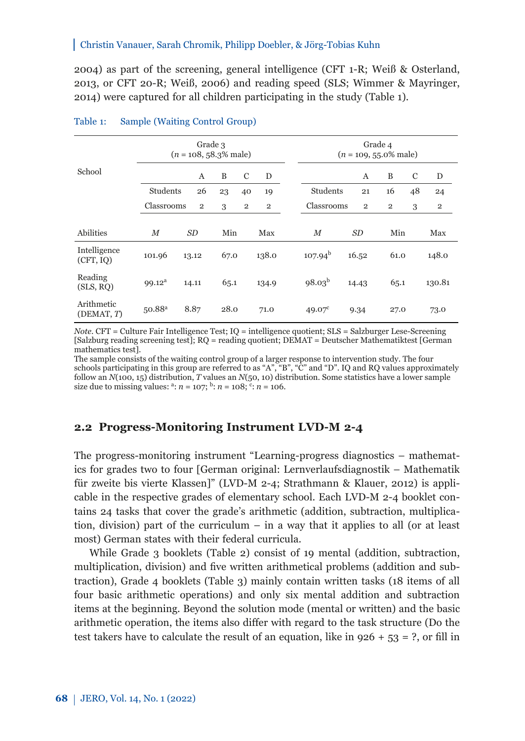2004) as part of the screening, general intelligence (CFT 1-R; Weiß & Osterland, 2013, or CFT 20-R; Weiß, 2006) and reading speed (SLS; Wimmer & Mayringer, 2014) were captured for all children participating in the study (Table 1).

Table 1: Sample (Waiting Control Group)

| | Grade 3 ($n$ = 108, 58.3% male) | | | | Grade 4 ($n$ = 109, 55.0% male) | | | |
|---|---|---|---|---|---|---|---|---|
| School | | | | | | | | |
| | A | B | C | D | A | B | C | D |
| Students | 26 | 23 | 40 | 19 | 21 | 16 | 48 | 24 |
| Classrooms | 2 | 3 | 2 | 2 | 2 | 2 | 3 | 2 |
| Abilities | *M* | *SD* | Min | Max | *M* | *SD* | Min | Max |
| Intelligence (CFT, IQ) | 101.96 | 13.12 | 67.0 | 138.0 | 107.94[b] | 16.52 | 61.0 | 148.0 |
| Reading (SLS, RQ) | 99.12[a] | 14.11 | 65.1 | 134.9 | 98.03[b] | 14.43 | 65.1 | 130.81 |
| Arithmetic (DEMAT, *T*) | 50.88[a] | 8.87 | 28.0 | 71.0 | 49.07[c] | 9.34 | 27.0 | 73.0 |

*Note*. CFT = Culture Fair Intelligence Test; IQ = intelligence quotient; SLS = Salzburger Lese-Screening [Salzburg reading screening test]; RQ = reading quotient; DEMAT = Deutscher Mathematiktest [German mathematics test].
The sample consists of the waiting control group of a larger response to intervention study. The four schools participating in this group are referred to as "A", "B", "C" and "D". IQ and RQ values approximately follow an $N(100, 15)$ distribution, *T* values an $N(50, 10)$ distribution. Some statistics have a lower sample size due to missing values: [a]: $n$ = 107; [b]: $n$ = 108; [c]: $n$ = 106.

## 2.2 Progress-Monitoring Instrument LVD-M 2-4

The progress-monitoring instrument "Learning-progress diagnostics – mathematics for grades two to four [German original: Lernverlaufsdiagnostik – Mathematik für zweite bis vierte Klassen]" (LVD-M 2-4; Strathmann & Klauer, 2012) is applicable in the respective grades of elementary school. Each LVD-M 2-4 booklet contains 24 tasks that cover the grade's arithmetic (addition, subtraction, multiplication, division) part of the curriculum – in a way that it applies to all (or at least most) German states with their federal curricula.

While Grade 3 booklets (Table 2) consist of 19 mental (addition, subtraction, multiplication, division) and five written arithmetical problems (addition and subtraction), Grade 4 booklets (Table 3) mainly contain written tasks (18 items of all four basic arithmetic operations) and only six mental addition and subtraction items at the beginning. Beyond the solution mode (mental or written) and the basic arithmetic operation, the items also differ with regard to the task structure (Do the test takers have to calculate the result of an equation, like in 926 + 53 = ?, or fill in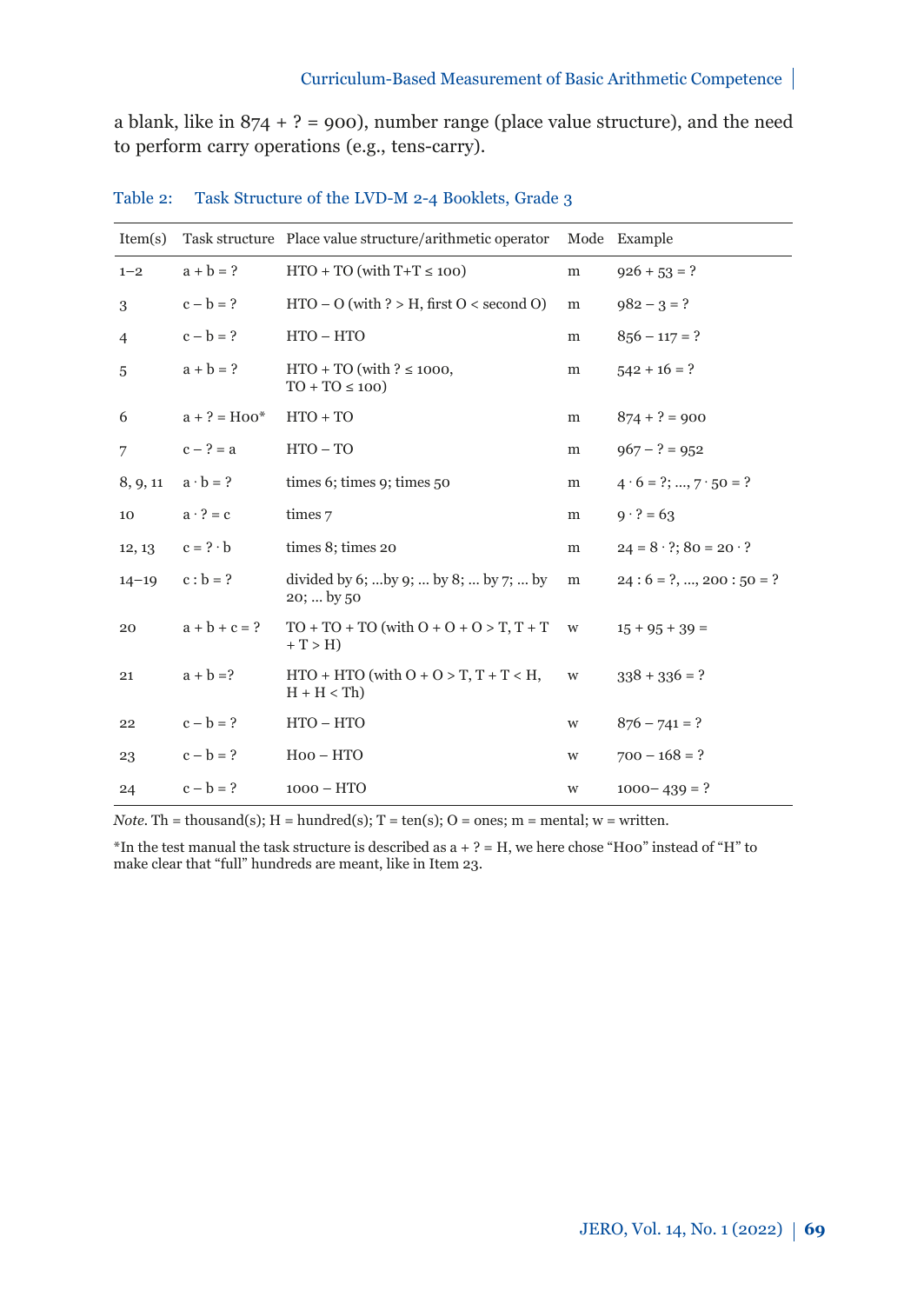a blank, like in 874 + ? = 900), number range (place value structure), and the need to perform carry operations (e.g., tens-carry).

Table 2: Task Structure of the LVD-M 2-4 Booklets, Grade 3

| Item(s) | Task structure | Place value structure/arithmetic operator | Mode | Example |
|---|---|---|---|---|
| 1–2 | a + b = ? | HTO + TO (with T+T ≤ 100) | m | 926 + 53 = ? |
| 3 | c – b = ? | HTO – O (with ? > H, first O < second O) | m | 982 – 3 = ? |
| 4 | c – b = ? | HTO – HTO | m | 856 – 117 = ? |
| 5 | a + b = ? | HTO + TO (with ? ≤ 1000, TO + TO ≤ 100) | m | 542 + 16 = ? |
| 6 | a + ? = H00* | HTO + TO | m | 874 + ? = 900 |
| 7 | c – ? = a | HTO – TO | m | 967 – ? = 952 |
| 8, 9, 11 | a · b = ? | times 6; times 9; times 50 | m | 4 · 6 = ?; ..., 7 · 50 = ? |
| 10 | a · ? = c | times 7 | m | 9 · ? = 63 |
| 12, 13 | c = ? · b | times 8; times 20 | m | 24 = 8 · ?; 80 = 20 · ? |
| 14–19 | c : b = ? | divided by 6; ...by 9; ... by 8; ... by 7; ... by 20; ... by 50 | m | 24 : 6 = ?, ..., 200 : 50 = ? |
| 20 | a + b + c = ? | TO + TO + TO (with O + O + O > T, T + T + T > H) | w | 15 + 95 + 39 = |
| 21 | a + b =? | HTO + HTO (with O + O > T, T + T < H, H + H < Th) | w | 338 + 336 = ? |
| 22 | c – b = ? | HTO – HTO | w | 876 – 741 = ? |
| 23 | c – b = ? | H00 – HTO | w | 700 – 168 = ? |
| 24 | c – b = ? | 1000 – HTO | w | 1000– 439 = ? |

*Note.* Th = thousand(s); H = hundred(s); T = ten(s); O = ones; m = mental; w = written.

*In the test manual the task structure is described as a + ? = H, we here chose "H00" instead of "H" to make clear that "full" hundreds are meant, like in Item 23.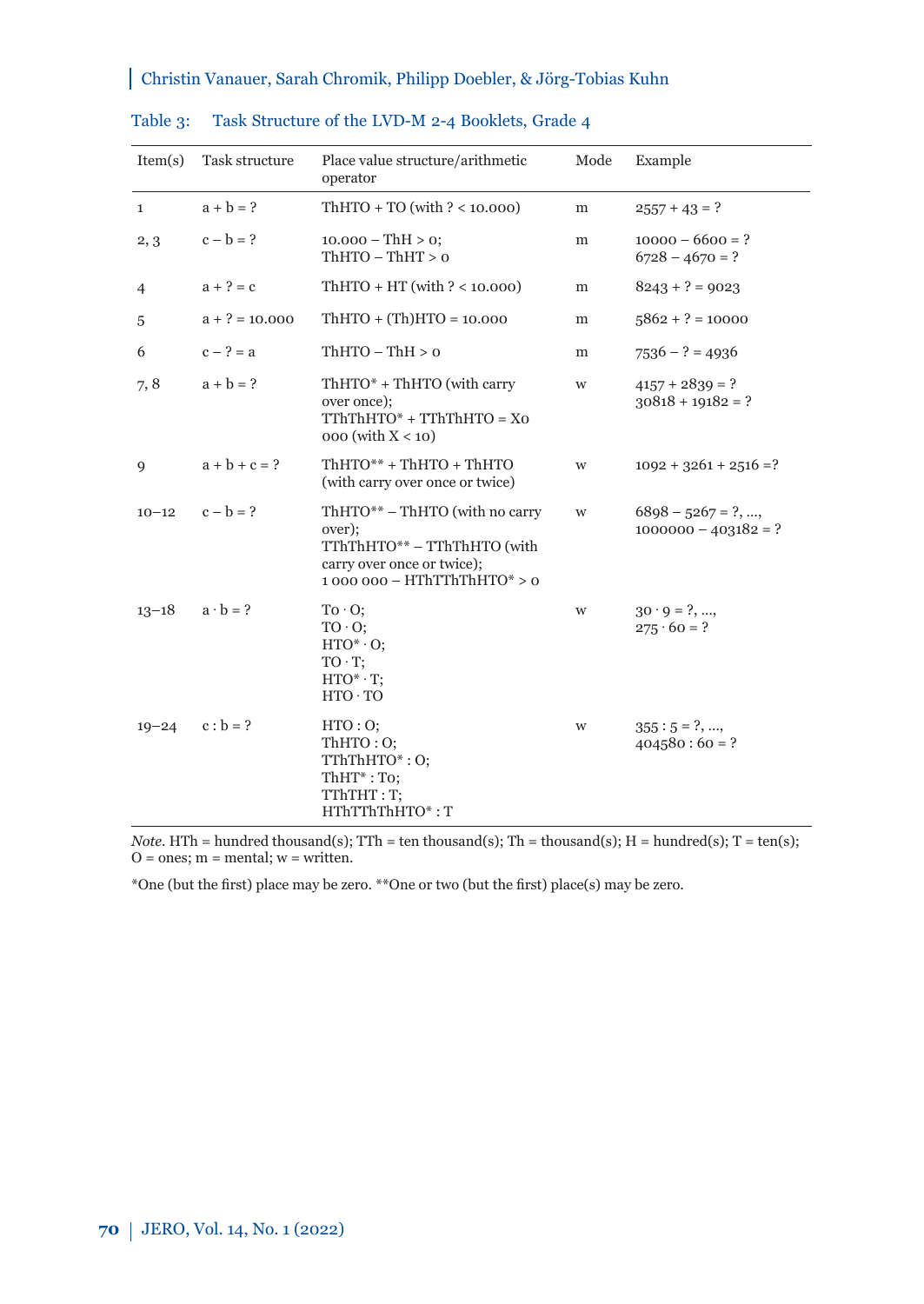Table 3: Task Structure of the LVD-M 2-4 Booklets, Grade 4

| Item(s) | Task structure | Place value structure/arithmetic operator | Mode | Example |
|---|---|---|---|---|
| 1 | a + b = ? | ThHTO + TO (with ? < 10.000) | m | 2557 + 43 = ? |
| 2, 3 | c – b = ? | 10.000 – ThH > 0; ThHTO – ThHT > 0 | m | 10000 – 6600 = ? 6728 – 4670 = ? |
| 4 | a + ? = c | ThHTO + HT (with ? < 10.000) | m | 8243 + ? = 9023 |
| 5 | a + ? = 10.000 | ThHTO + (Th)HTO = 10.000 | m | 5862 + ? = 10000 |
| 6 | c – ? = a | ThHTO – ThH > 0 | m | 7536 – ? = 4936 |
| 7, 8 | a + b = ? | ThHTO* + ThHTO (with carry over once); TThThHTO* + TThThHTO = X0 000 (with X < 10) | w | 4157 + 2839 = ? 30818 + 19182 = ? |
| 9 | a + b + c = ? | ThHTO** + ThHTO + ThHTO (with carry over once or twice) | w | 1092 + 3261 + 2516 =? |
| 10–12 | c – b = ? | ThHTO** – ThHTO (with no carry over); TThThHTO** – TThThHTO (with carry over once or twice); 1 000 000 – HThTThThHTO* > 0 | w | 6898 – 5267 = ?, ..., 1000000 – 403182 = ? |
| 13–18 | a · b = ? | To · O; TO · O; HTO* · O; TO · T; HTO* · T; HTO · TO | w | 30 · 9 = ?, ..., 275 · 60 = ? |
| 19–24 | c : b = ? | HTO : O; ThHTO : O; TThThHTO* : O; ThHT* : To; TThTHT : T; HThTThThHTO* : T | w | 355 : 5 = ?, ..., 404580 : 60 = ? |

*Note*. HTh = hundred thousand(s); TTh = ten thousand(s); Th = thousand(s); H = hundred(s); T = ten(s); O = ones; m = mental; w = written.

*One (but the first) place may be zero. **One or two (but the first) place(s) may be zero.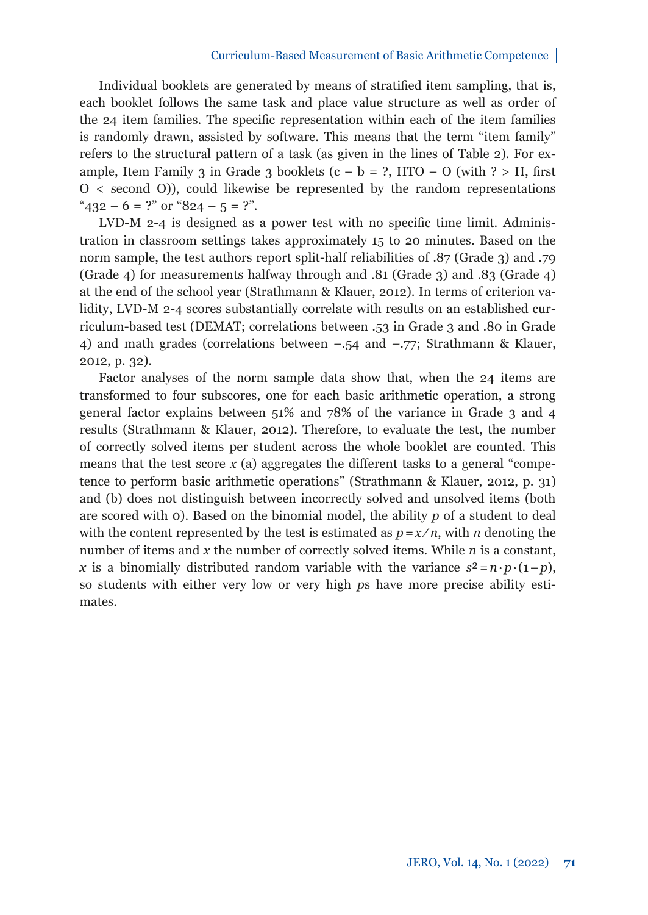Individual booklets are generated by means of stratified item sampling, that is, each booklet follows the same task and place value structure as well as order of the 24 item families. The specific representation within each of the item families is randomly drawn, assisted by software. This means that the term "item family" refers to the structural pattern of a task (as given in the lines of Table 2). For example, Item Family 3 in Grade 3 booklets (c – b = ?, HTO – O (with ? > H, first O < second O)), could likewise be represented by the random representations "432 – 6 = ?" or "824 – 5 = ?".

LVD-M 2-4 is designed as a power test with no specific time limit. Administration in classroom settings takes approximately 15 to 20 minutes. Based on the norm sample, the test authors report split-half reliabilities of .87 (Grade 3) and .79 (Grade 4) for measurements halfway through and .81 (Grade 3) and .83 (Grade 4) at the end of the school year (Strathmann & Klauer, 2012). In terms of criterion validity, LVD-M 2-4 scores substantially correlate with results on an established curriculum-based test (DEMAT; correlations between .53 in Grade 3 and .80 in Grade 4) and math grades (correlations between –.54 and –.77; Strathmann & Klauer, 2012, p. 32).

Factor analyses of the norm sample data show that, when the 24 items are transformed to four subscores, one for each basic arithmetic operation, a strong general factor explains between 51% and 78% of the variance in Grade 3 and 4 results (Strathmann & Klauer, 2012). Therefore, to evaluate the test, the number of correctly solved items per student across the whole booklet are counted. This means that the test score $x$ (a) aggregates the different tasks to a general "competence to perform basic arithmetic operations" (Strathmann & Klauer, 2012, p. 31) and (b) does not distinguish between incorrectly solved and unsolved items (both are scored with 0). Based on the binomial model, the ability $p$ of a student to deal with the content represented by the test is estimated as $p = x / n$, with $n$ denoting the number of items and $x$ the number of correctly solved items. While $n$ is a constant, $x$ is a binomially distributed random variable with the variance $s^2 = n \cdot p \cdot (1 - p)$, so students with either very low or very high $p$s have more precise ability estimates.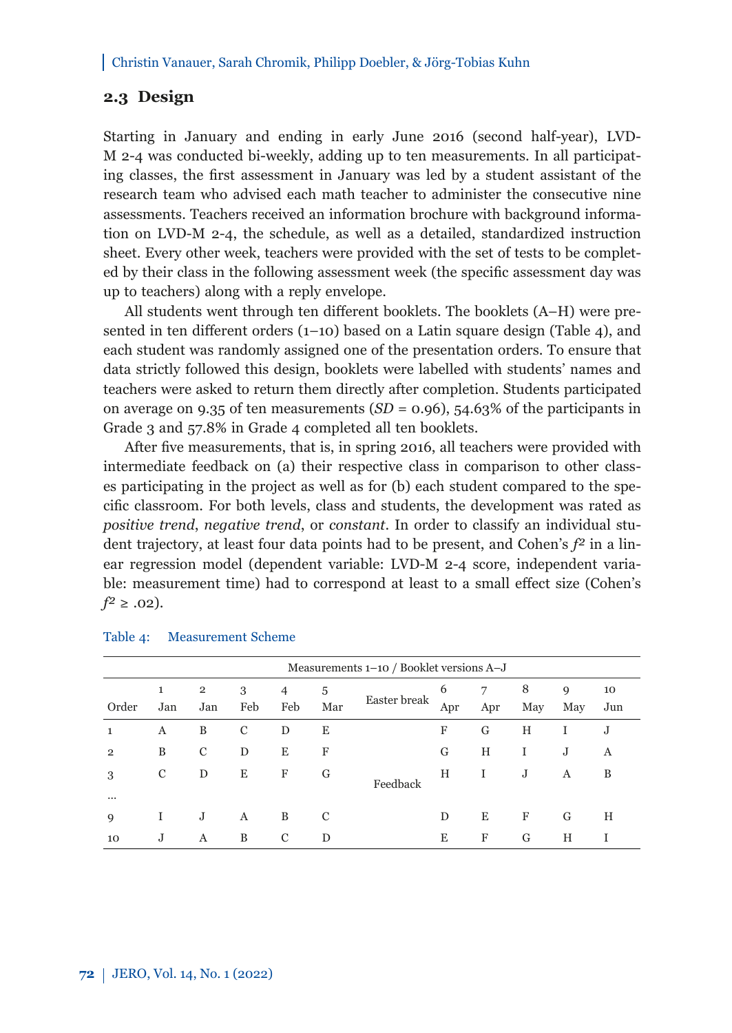## 2.3 Design

Starting in January and ending in early June 2016 (second half-year), LVD-M 2-4 was conducted bi-weekly, adding up to ten measurements. In all participating classes, the first assessment in January was led by a student assistant of the research team who advised each math teacher to administer the consecutive nine assessments. Teachers received an information brochure with background information on LVD-M 2-4, the schedule, as well as a detailed, standardized instruction sheet. Every other week, teachers were provided with the set of tests to be completed by their class in the following assessment week (the specific assessment day was up to teachers) along with a reply envelope.

All students went through ten different booklets. The booklets (A–H) were presented in ten different orders (1–10) based on a Latin square design (Table 4), and each student was randomly assigned one of the presentation orders. To ensure that data strictly followed this design, booklets were labelled with students' names and teachers were asked to return them directly after completion. Students participated on average on 9.35 of ten measurements (*SD* = 0.96), 54.63% of the participants in Grade 3 and 57.8% in Grade 4 completed all ten booklets.

After five measurements, that is, in spring 2016, all teachers were provided with intermediate feedback on (a) their respective class in comparison to other classes participating in the project as well as for (b) each student compared to the specific classroom. For both levels, class and students, the development was rated as *positive trend*, *negative trend*, or *constant*. In order to classify an individual student trajectory, at least four data points had to be present, and Cohen's $f^2$ in a linear regression model (dependent variable: LVD-M 2-4 score, independent variable: measurement time) had to correspond at least to a small effect size (Cohen's $f^2 \geq .02$).

Table 4: Measurement Scheme

| | Measurements 1–10 / Booklet versions A–J | | | | | | | | | | |
|---|---|---|---|---|---|---|---|---|---|---|---|
| Order | 1 Jan | 2 Jan | 3 Feb | 4 Feb | 5 Mar | Easter break | 6 Apr | 7 Apr | 8 May | 9 May | 10 Jun |
| 1 | A | B | C | D | E | | F | G | H | I | J |
| 2 | B | C | D | E | F | | G | H | I | J | A |
| 3 | C | D | E | F | G | Feedback | H | I | J | A | B |
| … | | | | | | | | | | | |
| 9 | I | J | A | B | C | | D | E | F | G | H |
| 10 | J | A | B | C | D | | E | F | G | H | I |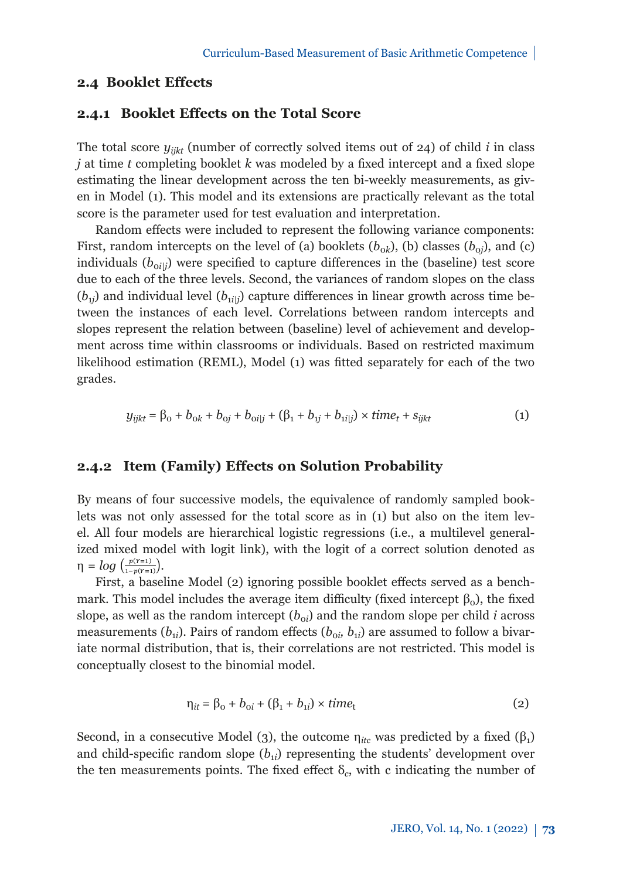## 2.4 Booklet Effects

### 2.4.1 Booklet Effects on the Total Score

The total score $y_{ijkt}$ (number of correctly solved items out of 24) of child *i* in class *j* at time *t* completing booklet *k* was modeled by a fixed intercept and a fixed slope estimating the linear development across the ten bi-weekly measurements, as given in Model (1). This model and its extensions are practically relevant as the total score is the parameter used for test evaluation and interpretation.

Random effects were included to represent the following variance components: First, random intercepts on the level of (a) booklets ($b_{0k}$), (b) classes ($b_{0j}$), and (c) individuals ($b_{0i|j}$) were specified to capture differences in the (baseline) test score due to each of the three levels. Second, the variances of random slopes on the class ($b_{1j}$) and individual level ($b_{1i|j}$) capture differences in linear growth across time between the instances of each level. Correlations between random intercepts and slopes represent the relation between (baseline) level of achievement and development across time within classrooms or individuals. Based on restricted maximum likelihood estimation (REML), Model (1) was fitted separately for each of the two grades.

$$y_{ijkt} = \beta_0 + b_{0k} + b_{0j} + b_{0i|j} + (\beta_1 + b_{1j} + b_{1i|j}) \times time_t + s_{ijkt} \tag{1}$$

### 2.4.2 Item (Family) Effects on Solution Probability

By means of four successive models, the equivalence of randomly sampled booklets was not only assessed for the total score as in (1) but also on the item level. All four models are hierarchical logistic regressions (i.e., a multilevel generalized mixed model with logit link), with the logit of a correct solution denoted as $\eta = log\left(\frac{p(Y=1)}{1-p(Y=1)}\right)$.

First, a baseline Model (2) ignoring possible booklet effects served as a benchmark. This model includes the average item difficulty (fixed intercept $\beta_0$), the fixed slope, as well as the random intercept ($b_{0i}$) and the random slope per child *i* across measurements ($b_{1i}$). Pairs of random effects ($b_{0i}$, $b_{1i}$) are assumed to follow a bivariate normal distribution, that is, their correlations are not restricted. This model is conceptually closest to the binomial model.

$$\eta_{it} = \beta_0 + b_{0i} + (\beta_1 + b_{1i}) \times time_t \tag{2}$$

Second, in a consecutive Model (3), the outcome $\eta_{itc}$ was predicted by a fixed ($\beta_1$) and child-specific random slope ($b_{1i}$) representing the students' development over the ten measurements points. The fixed effect $\delta_c$, with c indicating the number of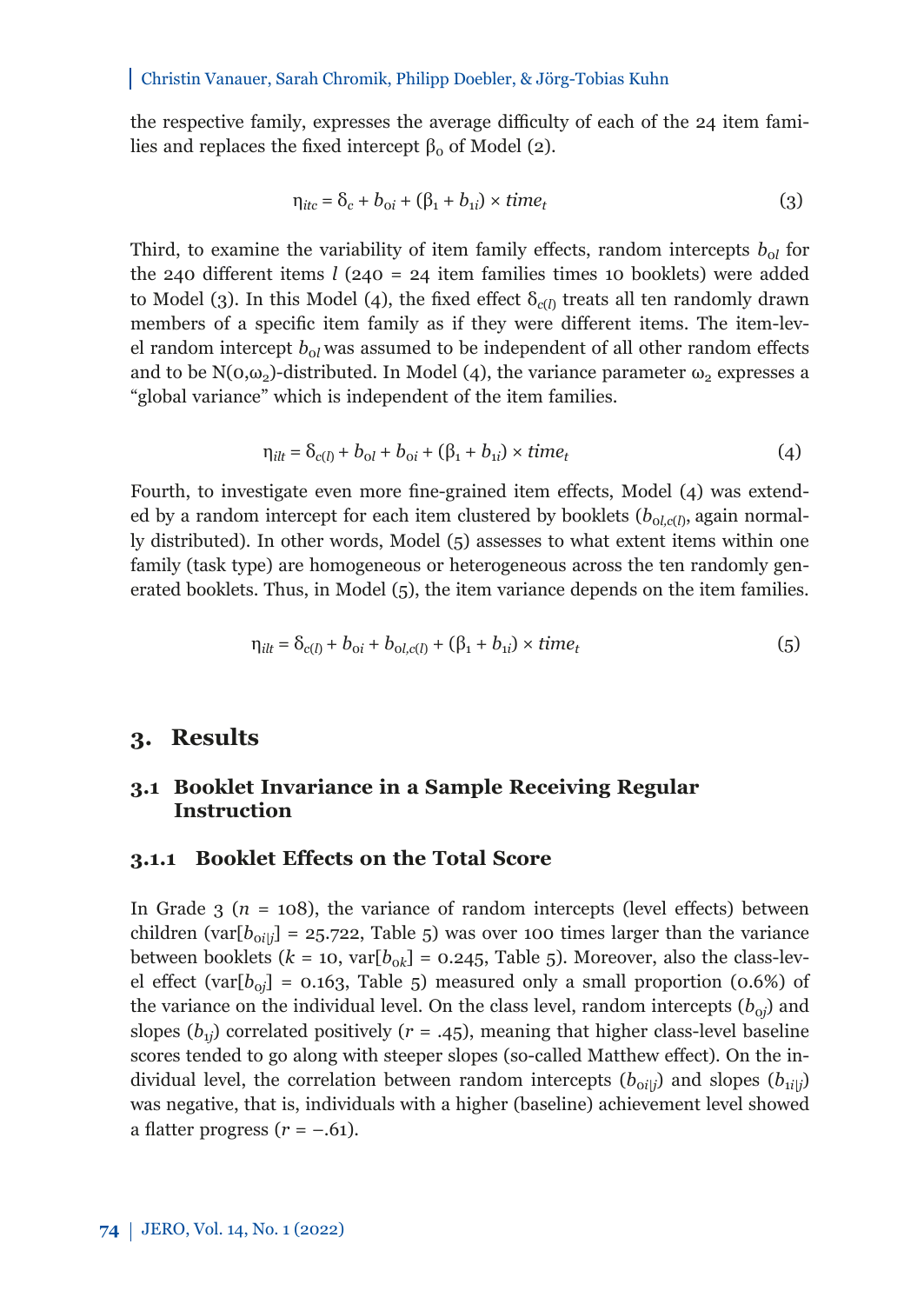the respective family, expresses the average difficulty of each of the 24 item families and replaces the fixed intercept $\beta_0$ of Model (2).

$$\eta_{itc} = \delta_c + b_{0i} + (\beta_1 + b_{1i}) \times time_t \tag{3}$$

Third, to examine the variability of item family effects, random intercepts $b_{0l}$ for the 240 different items $l$ (240 = 24 item families times 10 booklets) were added to Model (3). In this Model (4), the fixed effect $\delta_{c(l)}$ treats all ten randomly drawn members of a specific item family as if they were different items. The item-level random intercept $b_{0l}$ was assumed to be independent of all other random effects and to be $N(0,\omega_2)$-distributed. In Model (4), the variance parameter $\omega_2$ expresses a "global variance" which is independent of the item families.

$$\eta_{ilt} = \delta_{c(l)} + b_{0l} + b_{0i} + (\beta_1 + b_{1i}) \times time_t \tag{4}$$

Fourth, to investigate even more fine-grained item effects, Model (4) was extended by a random intercept for each item clustered by booklets ($b_{0l,c(l)}$, again normally distributed). In other words, Model (5) assesses to what extent items within one family (task type) are homogeneous or heterogeneous across the ten randomly generated booklets. Thus, in Model (5), the item variance depends on the item families.

$$\eta_{ilt} = \delta_{c(l)} + b_{0i} + b_{0l,c(l)} + (\beta_1 + b_{1i}) \times time_t \tag{5}$$

# 3. Results

## 3.1 Booklet Invariance in a Sample Receiving Regular Instruction

### 3.1.1 Booklet Effects on the Total Score

In Grade 3 ($n$ = 108), the variance of random intercepts (level effects) between children (var[$b_{0i|j}$] = 25.722, Table 5) was over 100 times larger than the variance between booklets ($k$ = 10, var[$b_{0k}$] = 0.245, Table 5). Moreover, also the class-level effect (var[$b_{0j}$] = 0.163, Table 5) measured only a small proportion (0.6%) of the variance on the individual level. On the class level, random intercepts ($b_{0j}$) and slopes ($b_{1j}$) correlated positively ($r$ = .45), meaning that higher class-level baseline scores tended to go along with steeper slopes (so-called Matthew effect). On the individual level, the correlation between random intercepts ($b_{0i|j}$) and slopes ($b_{1i|j}$) was negative, that is, individuals with a higher (baseline) achievement level showed a flatter progress ($r$ = –.61).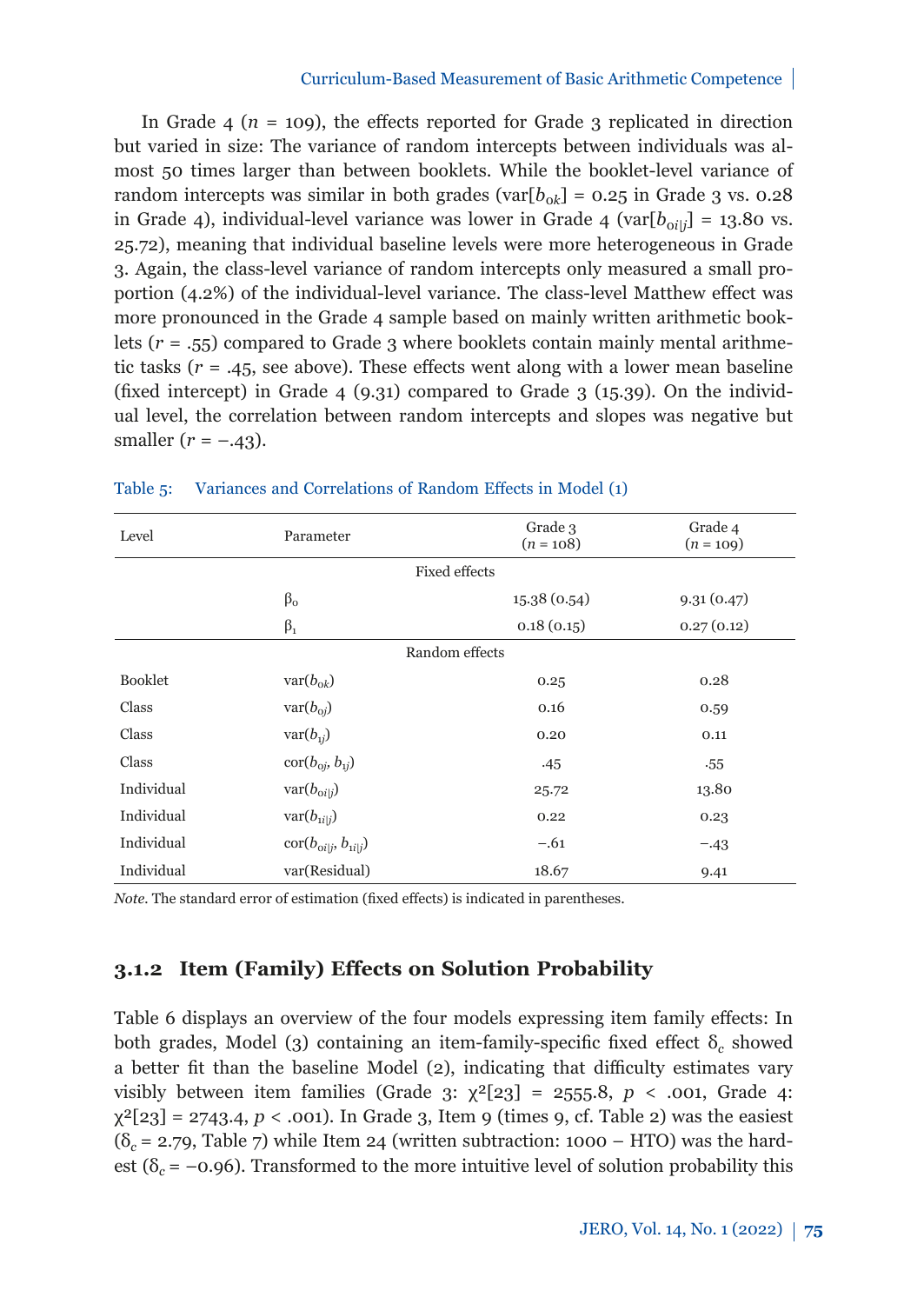In Grade 4 ($n$ = 109), the effects reported for Grade 3 replicated in direction but varied in size: The variance of random intercepts between individuals was almost 50 times larger than between booklets. While the booklet-level variance of random intercepts was similar in both grades (var[$b_{ok}$] = 0.25 in Grade 3 vs. 0.28 in Grade 4), individual-level variance was lower in Grade 4 (var[$b_{oi|j}$] = 13.80 vs. 25.72), meaning that individual baseline levels were more heterogeneous in Grade 3. Again, the class-level variance of random intercepts only measured a small proportion (4.2%) of the individual-level variance. The class-level Matthew effect was more pronounced in the Grade 4 sample based on mainly written arithmetic booklets ($r$ = .55) compared to Grade 3 where booklets contain mainly mental arithmetic tasks ($r$ = .45, see above). These effects went along with a lower mean baseline (fixed intercept) in Grade 4 (9.31) compared to Grade 3 (15.39). On the individual level, the correlation between random intercepts and slopes was negative but smaller ($r$ = −.43).

Table 5: Variances and Correlations of Random Effects in Model (1)

| Level | Parameter | Grade 3 ($n$ = 108) | Grade 4 ($n$ = 109) |
|---|---|---|---|
| | Fixed effects | | |
| | $\beta_0$ | 15.38 (0.54) | 9.31 (0.47) |
| | $\beta_1$ | 0.18 (0.15) | 0.27 (0.12) |
| | Random effects | | |
| Booklet | var($b_{ok}$) | 0.25 | 0.28 |
| Class | var($b_{0j}$) | 0.16 | 0.59 |
| Class | var($b_{1j}$) | 0.20 | 0.11 |
| Class | cor($b_{0j}$, $b_{1j}$) | .45 | .55 |
| Individual | var($b_{0i\|j}$) | 25.72 | 13.80 |
| Individual | var($b_{1i\|j}$) | 0.22 | 0.23 |
| Individual | cor($b_{0i\|j}$, $b_{1i\|j}$) | −.61 | −.43 |
| Individual | var(Residual) | 18.67 | 9.41 |

*Note.* The standard error of estimation (fixed effects) is indicated in parentheses.

### 3.1.2 Item (Family) Effects on Solution Probability

Table 6 displays an overview of the four models expressing item family effects: In both grades, Model (3) containing an item-family-specific fixed effect $\delta_c$ showed a better fit than the baseline Model (2), indicating that difficulty estimates vary visibly between item families (Grade 3: $\chi^2[23]$ = 2555.8, $p$ < .001, Grade 4: $\chi^2[23]$ = 2743.4, $p$ < .001). In Grade 3, Item 9 (times 9, cf. Table 2) was the easiest ($\delta_c$ = 2.79, Table 7) while Item 24 (written subtraction: 1000 – HTO) was the hardest ($\delta_c$ = −0.96). Transformed to the more intuitive level of solution probability this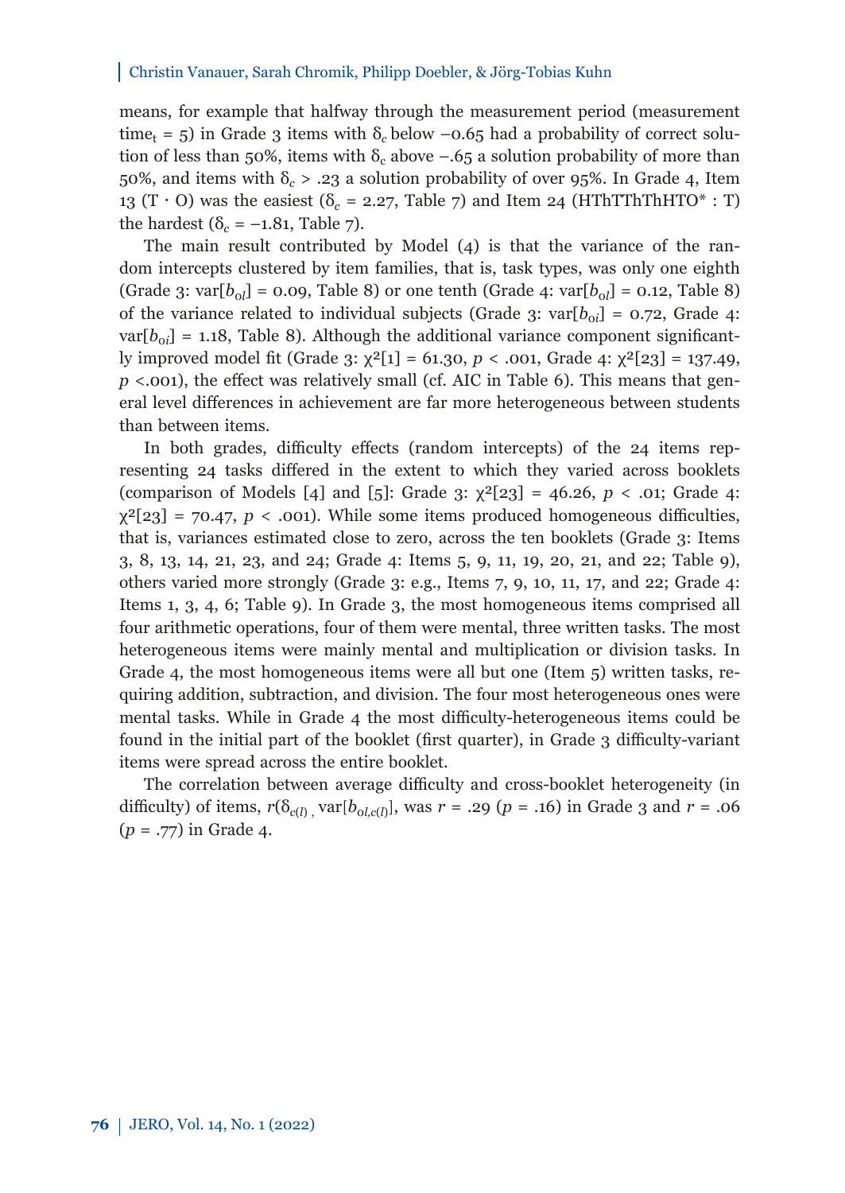means, for example that halfway through the measurement period (measurement $\text{time}_t = 5$) in Grade 3 items with $\delta_c$ below $-0.65$ had a probability of correct solution of less than 50%, items with $\delta_c$ above $-.65$ a solution probability of more than 50%, and items with $\delta_c > .23$ a solution probability of over 95%. In Grade 4, Item 13 ($\text{T} \cdot \text{O}$) was the easiest ($\delta_c = 2.27$, Table 7) and Item 24 (HThTThThHTO* : T) the hardest ($\delta_c = -1.81$, Table 7).

The main result contributed by Model (4) is that the variance of the random intercepts clustered by item families, that is, task types, was only one eighth (Grade 3: $\text{var}[b_{ol}] = 0.09$, Table 8) or one tenth (Grade 4: $\text{var}[b_{ol}] = 0.12$, Table 8) of the variance related to individual subjects (Grade 3: $\text{var}[b_{oi}] = 0.72$, Grade 4: $\text{var}[b_{oi}] = 1.18$, Table 8). Although the additional variance component significantly improved model fit (Grade 3: $\chi^2[1] = 61.30$, $p < .001$, Grade 4: $\chi^2[23] = 137.49$, $p < .001$), the effect was relatively small (cf. AIC in Table 6). This means that general level differences in achievement are far more heterogeneous between students than between items.

In both grades, difficulty effects (random intercepts) of the 24 items representing 24 tasks differed in the extent to which they varied across booklets (comparison of Models [4] and [5]: Grade 3: $\chi^2[23] = 46.26$, $p < .01$; Grade 4: $\chi^2[23] = 70.47$, $p < .001$). While some items produced homogeneous difficulties, that is, variances estimated close to zero, across the ten booklets (Grade 3: Items 3, 8, 13, 14, 21, 23, and 24; Grade 4: Items 5, 9, 11, 19, 20, 21, and 22; Table 9), others varied more strongly (Grade 3: e.g., Items 7, 9, 10, 11, 17, and 22; Grade 4: Items 1, 3, 4, 6; Table 9). In Grade 3, the most homogeneous items comprised all four arithmetic operations, four of them were mental, three written tasks. The most heterogeneous items were mainly mental and multiplication or division tasks. In Grade 4, the most homogeneous items were all but one (Item 5) written tasks, requiring addition, subtraction, and division. The four most heterogeneous ones were mental tasks. While in Grade 4 the most difficulty-heterogeneous items could be found in the initial part of the booklet (first quarter), in Grade 3 difficulty-variant items were spread across the entire booklet.

The correlation between average difficulty and cross-booklet heterogeneity (in difficulty) of items, $r(\delta_{c(l)}, \text{var}[b_{ol,c(l)}]$, was $r = .29$ ($p = .16$) in Grade 3 and $r = .06$ ($p = .77$) in Grade 4.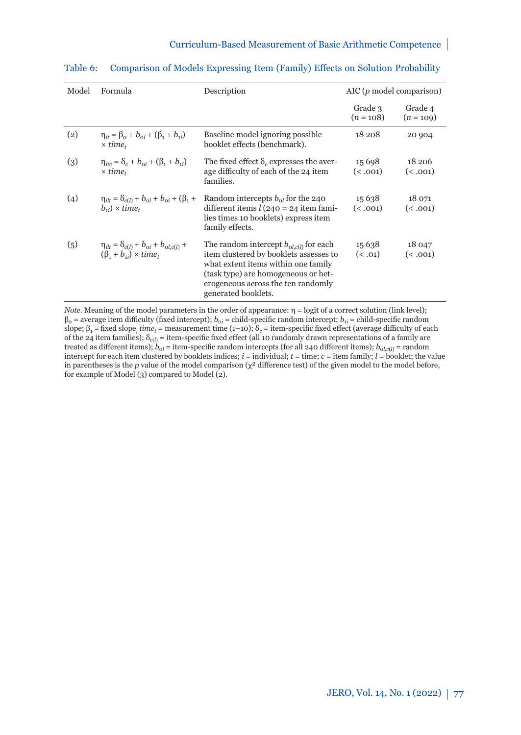Table 6: Comparison of Models Expressing Item (Family) Effects on Solution Probability

| Model | Formula | Description | AIC ($p$ model comparison) | |
|---|---|---|---|---|
| | | | Grade 3 ($n$ = 108) | Grade 4 ($n$ = 109) |
| (2) | $\eta_{it} = \beta_0 + b_{0i} + (\beta_1 + b_{1i}) \times time_t$ | Baseline model ignoring possible booklet effects (benchmark). | 18 208 | 20 904 |
| (3) | $\eta_{itc} = \delta_c + b_{0i} + (\beta_1 + b_{1i}) \times time_t$ | The fixed effect $\delta_c$ expresses the average difficulty of each of the 24 item families. | 15 698 (< .001) | 18 206 (< .001) |
| (4) | $\eta_{ilt} = \delta_{c(l)} + b_{0l} + b_{0i} + (\beta_1 + b_{1i}) \times time_t$ | Random intercepts $b_{0l}$ for the 240 different items $l$ (240 = 24 item families times 10 booklets) express item family effects. | 15 638 (< .001) | 18 071 (< .001) |
| (5) | $\eta_{ilt} = \delta_{c(l)} + b_{0i} + b_{0l,c(l)} + (\beta_1 + b_{1i}) \times time_t$ | The random intercept $b_{0l,c(l)}$ for each item clustered by booklets assesses to what extent items within one family (task type) are homogeneous or heterogeneous across the ten randomly generated booklets. | 15 638 (< .01) | 18 047 (< .001) |

*Note.* Meaning of the model parameters in the order of appearance: $\eta$ = logit of a correct solution (link level); $\beta_0$ = average item difficulty (fixed intercept); $b_{0i}$ = child-specific random intercept; $b_{1i}$ = child-specific random slope; $\beta_1$ = fixed slope, $time_t$ = measurement time (1–10); $\delta_c$ = item-specific fixed effect (average difficulty of each of the 24 item families); $\delta_{c(l)}$ = item-specific fixed effect (all 10 randomly drawn representations of a family are treated as different items); $b_{0l}$ = item-specific random intercepts (for all 240 different items); $b_{0l,c(l)}$ = random intercept for each item clustered by booklets indices; $i$ = individual; $t$ = time; $c$ = item family; $l$ = booklet; the value in parentheses is the $p$ value of the model comparison ($\chi^2$ difference test) of the given model to the model before, for example of Model (3) compared to Model (2).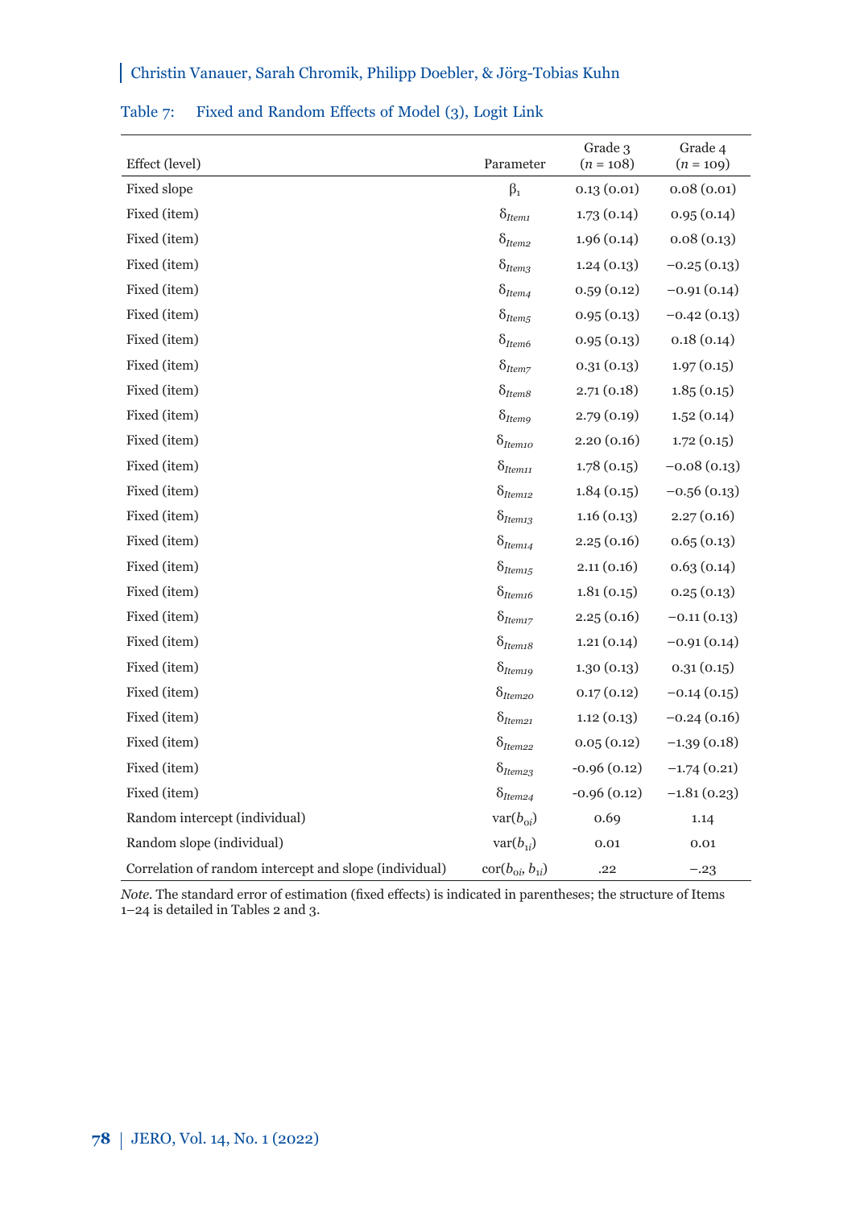Table 7: Fixed and Random Effects of Model (3), Logit Link

| Effect (level) | Parameter | Grade 3 ($n$ = 108) | Grade 4 ($n$ = 109) |
|---|---|---|---|
| Fixed slope | $\beta_1$ | 0.13 (0.01) | 0.08 (0.01) |
| Fixed (item) | $\delta_{Item1}$ | 1.73 (0.14) | 0.95 (0.14) |
| Fixed (item) | $\delta_{Item2}$ | 1.96 (0.14) | 0.08 (0.13) |
| Fixed (item) | $\delta_{Item3}$ | 1.24 (0.13) | −0.25 (0.13) |
| Fixed (item) | $\delta_{Item4}$ | 0.59 (0.12) | −0.91 (0.14) |
| Fixed (item) | $\delta_{Item5}$ | 0.95 (0.13) | −0.42 (0.13) |
| Fixed (item) | $\delta_{Item6}$ | 0.95 (0.13) | 0.18 (0.14) |
| Fixed (item) | $\delta_{Item7}$ | 0.31 (0.13) | 1.97 (0.15) |
| Fixed (item) | $\delta_{Item8}$ | 2.71 (0.18) | 1.85 (0.15) |
| Fixed (item) | $\delta_{Item9}$ | 2.79 (0.19) | 1.52 (0.14) |
| Fixed (item) | $\delta_{Item10}$ | 2.20 (0.16) | 1.72 (0.15) |
| Fixed (item) | $\delta_{Item11}$ | 1.78 (0.15) | −0.08 (0.13) |
| Fixed (item) | $\delta_{Item12}$ | 1.84 (0.15) | −0.56 (0.13) |
| Fixed (item) | $\delta_{Item13}$ | 1.16 (0.13) | 2.27 (0.16) |
| Fixed (item) | $\delta_{Item14}$ | 2.25 (0.16) | 0.65 (0.13) |
| Fixed (item) | $\delta_{Item15}$ | 2.11 (0.16) | 0.63 (0.14) |
| Fixed (item) | $\delta_{Item16}$ | 1.81 (0.15) | 0.25 (0.13) |
| Fixed (item) | $\delta_{Item17}$ | 2.25 (0.16) | −0.11 (0.13) |
| Fixed (item) | $\delta_{Item18}$ | 1.21 (0.14) | −0.91 (0.14) |
| Fixed (item) | $\delta_{Item19}$ | 1.30 (0.13) | 0.31 (0.15) |
| Fixed (item) | $\delta_{Item20}$ | 0.17 (0.12) | −0.14 (0.15) |
| Fixed (item) | $\delta_{Item21}$ | 1.12 (0.13) | −0.24 (0.16) |
| Fixed (item) | $\delta_{Item22}$ | 0.05 (0.12) | −1.39 (0.18) |
| Fixed (item) | $\delta_{Item23}$ | -0.96 (0.12) | −1.74 (0.21) |
| Fixed (item) | $\delta_{Item24}$ | -0.96 (0.12) | −1.81 (0.23) |
| Random intercept (individual) | var($b_{0i}$) | 0.69 | 1.14 |
| Random slope (individual) | var($b_{1i}$) | 0.01 | 0.01 |
| Correlation of random intercept and slope (individual) | cor($b_{0i}$, $b_{1i}$) | .22 | −.23 |

*Note.* The standard error of estimation (fixed effects) is indicated in parentheses; the structure of Items 1–24 is detailed in Tables 2 and 3.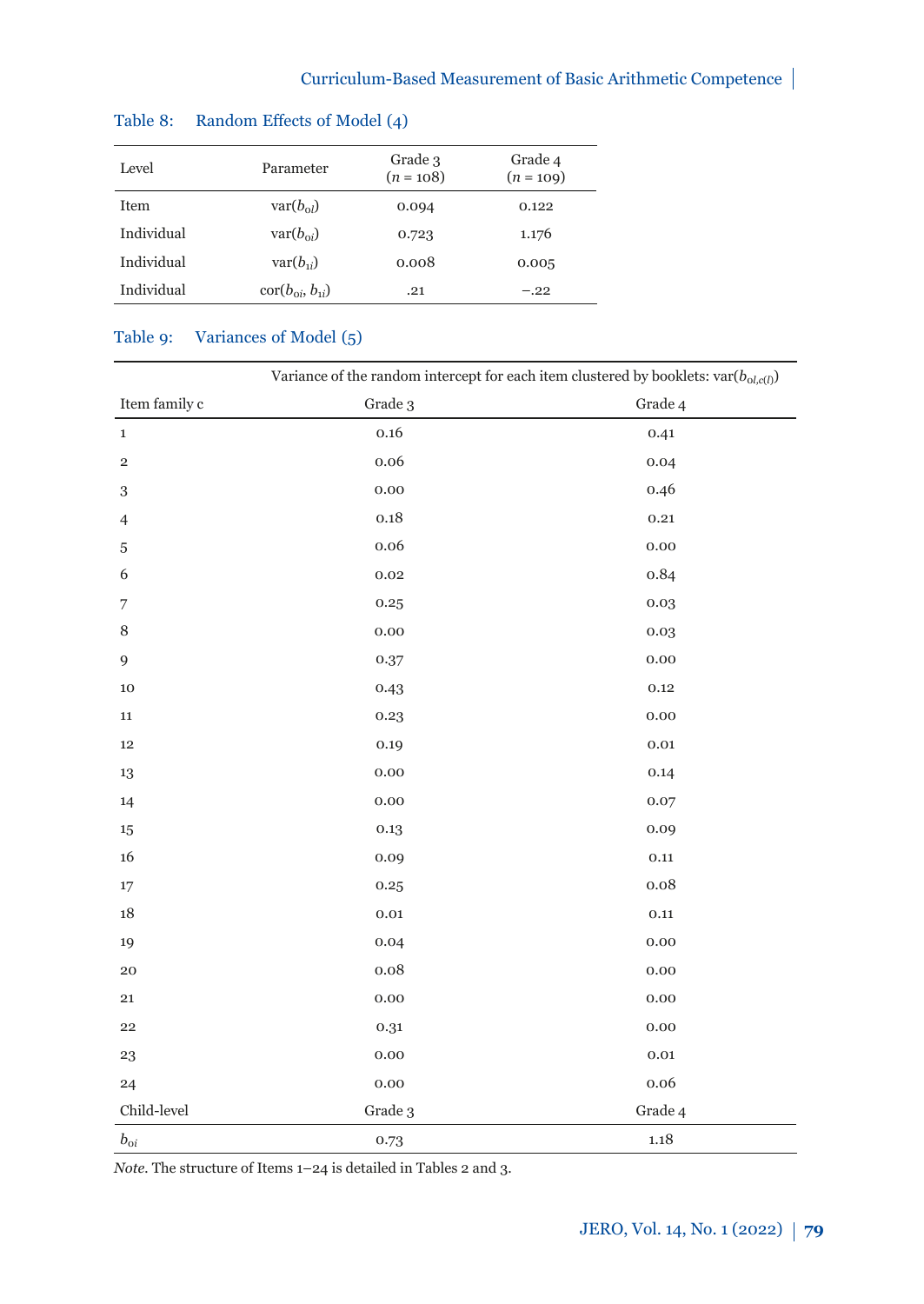Table 8: Random Effects of Model (4)

| Level | Parameter | Grade 3 ($n$ = 108) | Grade 4 ($n$ = 109) |
|---|---|---|---|
| Item | var($b_{ol}$) | 0.094 | 0.122 |
| Individual | var($b_{oi}$) | 0.723 | 1.176 |
| Individual | var($b_{1i}$) | 0.008 | 0.005 |
| Individual | cor($b_{oi}$, $b_{1i}$) | .21 | −.22 |

Table 9: Variances of Model (5)

| | Variance of the random intercept for each item clustered by booklets: var($b_{ol,c(l)}$) | |
|---|---|---|
| Item family c | Grade 3 | Grade 4 |
| 1 | 0.16 | 0.41 |
| 2 | 0.06 | 0.04 |
| 3 | 0.00 | 0.46 |
| 4 | 0.18 | 0.21 |
| 5 | 0.06 | 0.00 |
| 6 | 0.02 | 0.84 |
| 7 | 0.25 | 0.03 |
| 8 | 0.00 | 0.03 |
| 9 | 0.37 | 0.00 |
| 10 | 0.43 | 0.12 |
| 11 | 0.23 | 0.00 |
| 12 | 0.19 | 0.01 |
| 13 | 0.00 | 0.14 |
| 14 | 0.00 | 0.07 |
| 15 | 0.13 | 0.09 |
| 16 | 0.09 | 0.11 |
| 17 | 0.25 | 0.08 |
| 18 | 0.01 | 0.11 |
| 19 | 0.04 | 0.00 |
| 20 | 0.08 | 0.00 |
| 21 | 0.00 | 0.00 |
| 22 | 0.31 | 0.00 |
| 23 | 0.00 | 0.01 |
| 24 | 0.00 | 0.06 |
| Child-level | Grade 3 | Grade 4 |
| $b_{oi}$ | 0.73 | 1.18 |

*Note.* The structure of Items 1–24 is detailed in Tables 2 and 3.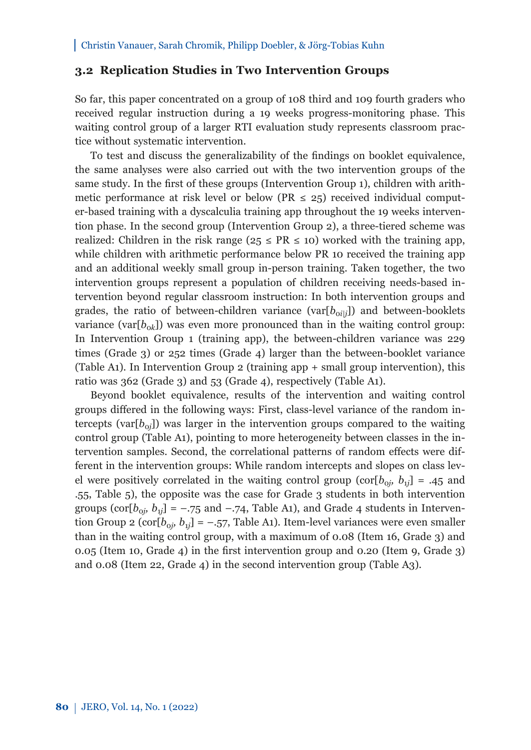### 3.2 Replication Studies in Two Intervention Groups

So far, this paper concentrated on a group of 108 third and 109 fourth graders who received regular instruction during a 19 weeks progress-monitoring phase. This waiting control group of a larger RTI evaluation study represents classroom practice without systematic intervention.

To test and discuss the generalizability of the findings on booklet equivalence, the same analyses were also carried out with the two intervention groups of the same study. In the first of these groups (Intervention Group 1), children with arithmetic performance at risk level or below (PR ≤ 25) received individual computer-based training with a dyscalculia training app throughout the 19 weeks intervention phase. In the second group (Intervention Group 2), a three-tiered scheme was realized: Children in the risk range (25 ≤ PR ≤ 10) worked with the training app, while children with arithmetic performance below PR 10 received the training app and an additional weekly small group in-person training. Taken together, the two intervention groups represent a population of children receiving needs-based intervention beyond regular classroom instruction: In both intervention groups and grades, the ratio of between-children variance (var[$b_{0i|j}$]) and between-booklets variance (var[$b_{0k}$]) was even more pronounced than in the waiting control group: In Intervention Group 1 (training app), the between-children variance was 229 times (Grade 3) or 252 times (Grade 4) larger than the between-booklet variance (Table A1). In Intervention Group 2 (training app + small group intervention), this ratio was 362 (Grade 3) and 53 (Grade 4), respectively (Table A1).

Beyond booklet equivalence, results of the intervention and waiting control groups differed in the following ways: First, class-level variance of the random intercepts (var[$b_{0j}$]) was larger in the intervention groups compared to the waiting control group (Table A1), pointing to more heterogeneity between classes in the intervention samples. Second, the correlational patterns of random effects were different in the intervention groups: While random intercepts and slopes on class level were positively correlated in the waiting control group (cor[$b_{0j}$, $b_{1j}$] = .45 and .55, Table 5), the opposite was the case for Grade 3 students in both intervention groups (cor[$b_{0j}$, $b_{1j}$] = −.75 and −.74, Table A1), and Grade 4 students in Intervention Group 2 (cor[$b_{0j}$, $b_{1j}$] = −.57, Table A1). Item-level variances were even smaller than in the waiting control group, with a maximum of 0.08 (Item 16, Grade 3) and 0.05 (Item 10, Grade 4) in the first intervention group and 0.20 (Item 9, Grade 3) and 0.08 (Item 22, Grade 4) in the second intervention group (Table A3).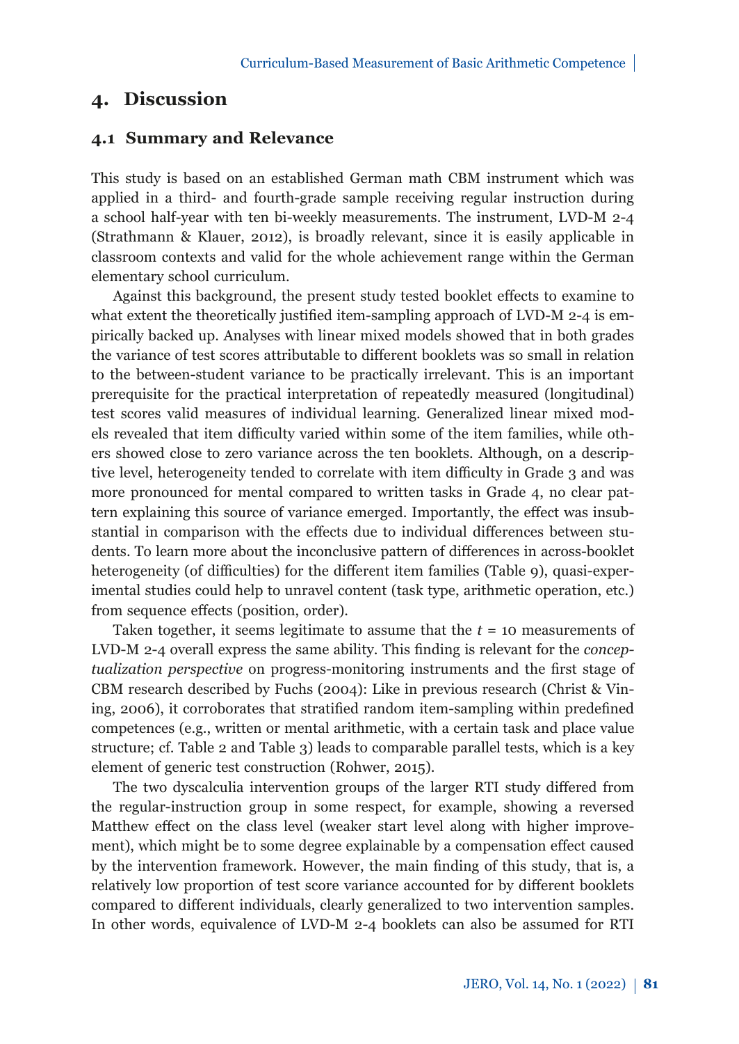# 4. Discussion

## 4.1 Summary and Relevance

This study is based on an established German math CBM instrument which was applied in a third- and fourth-grade sample receiving regular instruction during a school half-year with ten bi-weekly measurements. The instrument, LVD-M 2-4 (Strathmann & Klauer, 2012), is broadly relevant, since it is easily applicable in classroom contexts and valid for the whole achievement range within the German elementary school curriculum.

Against this background, the present study tested booklet effects to examine to what extent the theoretically justified item-sampling approach of LVD-M 2-4 is empirically backed up. Analyses with linear mixed models showed that in both grades the variance of test scores attributable to different booklets was so small in relation to the between-student variance to be practically irrelevant. This is an important prerequisite for the practical interpretation of repeatedly measured (longitudinal) test scores valid measures of individual learning. Generalized linear mixed models revealed that item difficulty varied within some of the item families, while others showed close to zero variance across the ten booklets. Although, on a descriptive level, heterogeneity tended to correlate with item difficulty in Grade 3 and was more pronounced for mental compared to written tasks in Grade 4, no clear pattern explaining this source of variance emerged. Importantly, the effect was insubstantial in comparison with the effects due to individual differences between students. To learn more about the inconclusive pattern of differences in across-booklet heterogeneity (of difficulties) for the different item families (Table 9), quasi-experimental studies could help to unravel content (task type, arithmetic operation, etc.) from sequence effects (position, order).

Taken together, it seems legitimate to assume that the $t$ = 10 measurements of LVD-M 2-4 overall express the same ability. This finding is relevant for the *conceptualization perspective* on progress-monitoring instruments and the first stage of CBM research described by Fuchs (2004): Like in previous research (Christ & Vining, 2006), it corroborates that stratified random item-sampling within predefined competences (e.g., written or mental arithmetic, with a certain task and place value structure; cf. Table 2 and Table 3) leads to comparable parallel tests, which is a key element of generic test construction (Rohwer, 2015).

The two dyscalculia intervention groups of the larger RTI study differed from the regular-instruction group in some respect, for example, showing a reversed Matthew effect on the class level (weaker start level along with higher improvement), which might be to some degree explainable by a compensation effect caused by the intervention framework. However, the main finding of this study, that is, a relatively low proportion of test score variance accounted for by different booklets compared to different individuals, clearly generalized to two intervention samples. In other words, equivalence of LVD-M 2-4 booklets can also be assumed for RTI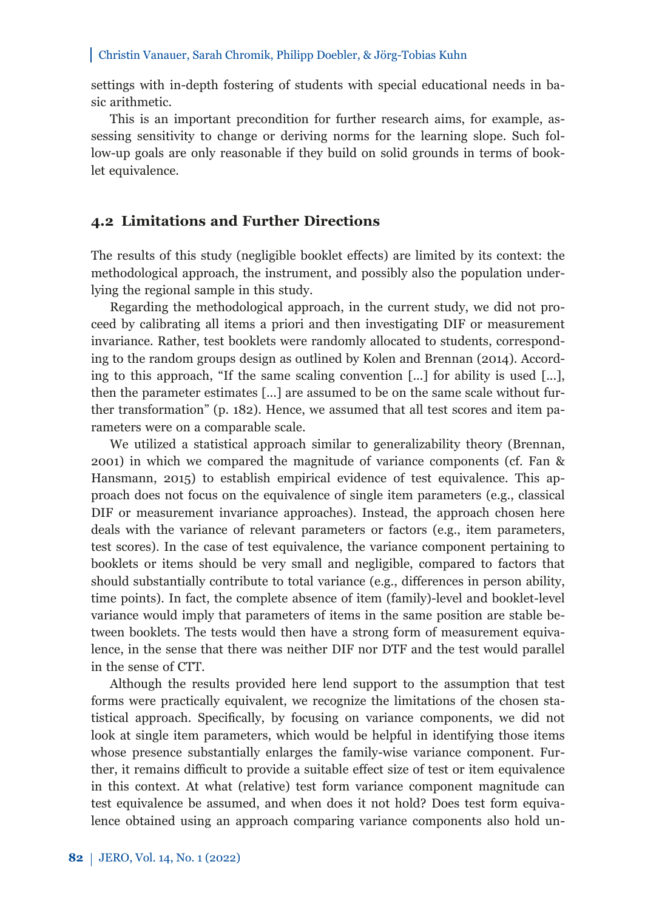settings with in-depth fostering of students with special educational needs in basic arithmetic.

This is an important precondition for further research aims, for example, assessing sensitivity to change or deriving norms for the learning slope. Such follow-up goals are only reasonable if they build on solid grounds in terms of booklet equivalence.

## 4.2 Limitations and Further Directions

The results of this study (negligible booklet effects) are limited by its context: the methodological approach, the instrument, and possibly also the population underlying the regional sample in this study.

Regarding the methodological approach, in the current study, we did not proceed by calibrating all items a priori and then investigating DIF or measurement invariance. Rather, test booklets were randomly allocated to students, corresponding to the random groups design as outlined by Kolen and Brennan (2014). According to this approach, "If the same scaling convention [...] for ability is used [...], then the parameter estimates [...] are assumed to be on the same scale without further transformation" (p. 182). Hence, we assumed that all test scores and item parameters were on a comparable scale.

We utilized a statistical approach similar to generalizability theory (Brennan, 2001) in which we compared the magnitude of variance components (cf. Fan & Hansmann, 2015) to establish empirical evidence of test equivalence. This approach does not focus on the equivalence of single item parameters (e.g., classical DIF or measurement invariance approaches). Instead, the approach chosen here deals with the variance of relevant parameters or factors (e.g., item parameters, test scores). In the case of test equivalence, the variance component pertaining to booklets or items should be very small and negligible, compared to factors that should substantially contribute to total variance (e.g., differences in person ability, time points). In fact, the complete absence of item (family)-level and booklet-level variance would imply that parameters of items in the same position are stable between booklets. The tests would then have a strong form of measurement equivalence, in the sense that there was neither DIF nor DTF and the test would parallel in the sense of CTT.

Although the results provided here lend support to the assumption that test forms were practically equivalent, we recognize the limitations of the chosen statistical approach. Specifically, by focusing on variance components, we did not look at single item parameters, which would be helpful in identifying those items whose presence substantially enlarges the family-wise variance component. Further, it remains difficult to provide a suitable effect size of test or item equivalence in this context. At what (relative) test form variance component magnitude can test equivalence be assumed, and when does it not hold? Does test form equivalence obtained using an approach comparing variance components also hold un-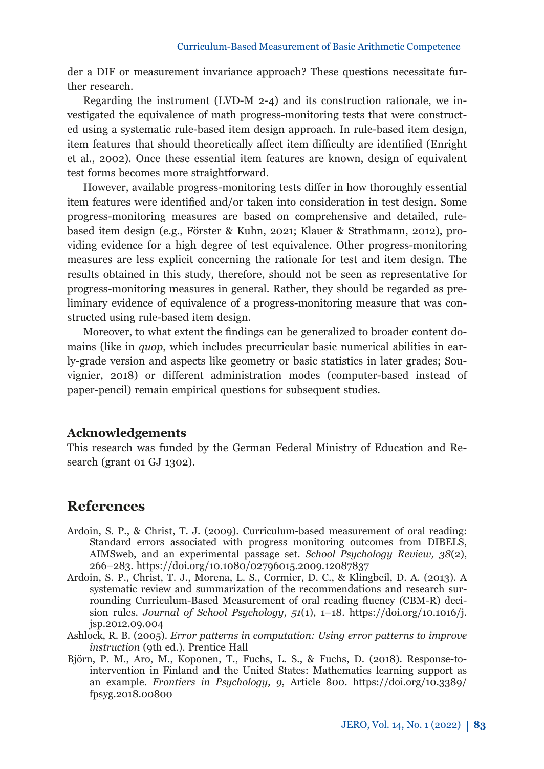der a DIF or measurement invariance approach? These questions necessitate further research.

Regarding the instrument (LVD-M 2-4) and its construction rationale, we investigated the equivalence of math progress-monitoring tests that were constructed using a systematic rule-based item design approach. In rule-based item design, item features that should theoretically affect item difficulty are identified (Enright et al., 2002). Once these essential item features are known, design of equivalent test forms becomes more straightforward.

However, available progress-monitoring tests differ in how thoroughly essential item features were identified and/or taken into consideration in test design. Some progress-monitoring measures are based on comprehensive and detailed, rule-based item design (e.g., Förster & Kuhn, 2021; Klauer & Strathmann, 2012), providing evidence for a high degree of test equivalence. Other progress-monitoring measures are less explicit concerning the rationale for test and item design. The results obtained in this study, therefore, should not be seen as representative for progress-monitoring measures in general. Rather, they should be regarded as preliminary evidence of equivalence of a progress-monitoring measure that was constructed using rule-based item design.

Moreover, to what extent the findings can be generalized to broader content domains (like in *quop*, which includes precurricular basic numerical abilities in early-grade version and aspects like geometry or basic statistics in later grades; Souvignier, 2018) or different administration modes (computer-based instead of paper-pencil) remain empirical questions for subsequent studies.

### Acknowledgements

This research was funded by the German Federal Ministry of Education and Research (grant 01 GJ 1302).

## References

Ardoin, S. P., & Christ, T. J. (2009). Curriculum-based measurement of oral reading: Standard errors associated with progress monitoring outcomes from DIBELS, AIMSweb, and an experimental passage set. *School Psychology Review, 38*(2), 266–283. https://doi.org/10.1080/02796015.2009.12087837

Ardoin, S. P., Christ, T. J., Morena, L. S., Cormier, D. C., & Klingbeil, D. A. (2013). A systematic review and summarization of the recommendations and research surrounding Curriculum-Based Measurement of oral reading fluency (CBM-R) decision rules. *Journal of School Psychology, 51*(1), 1–18. https://doi.org/10.1016/j.jsp.2012.09.004

Ashlock, R. B. (2005). *Error patterns in computation: Using error patterns to improve instruction* (9th ed.). Prentice Hall

Björn, P. M., Aro, M., Koponen, T., Fuchs, L. S., & Fuchs, D. (2018). Response-to-intervention in Finland and the United States: Mathematics learning support as an example. *Frontiers in Psychology, 9*, Article 800. https://doi.org/10.3389/fpsyg.2018.00800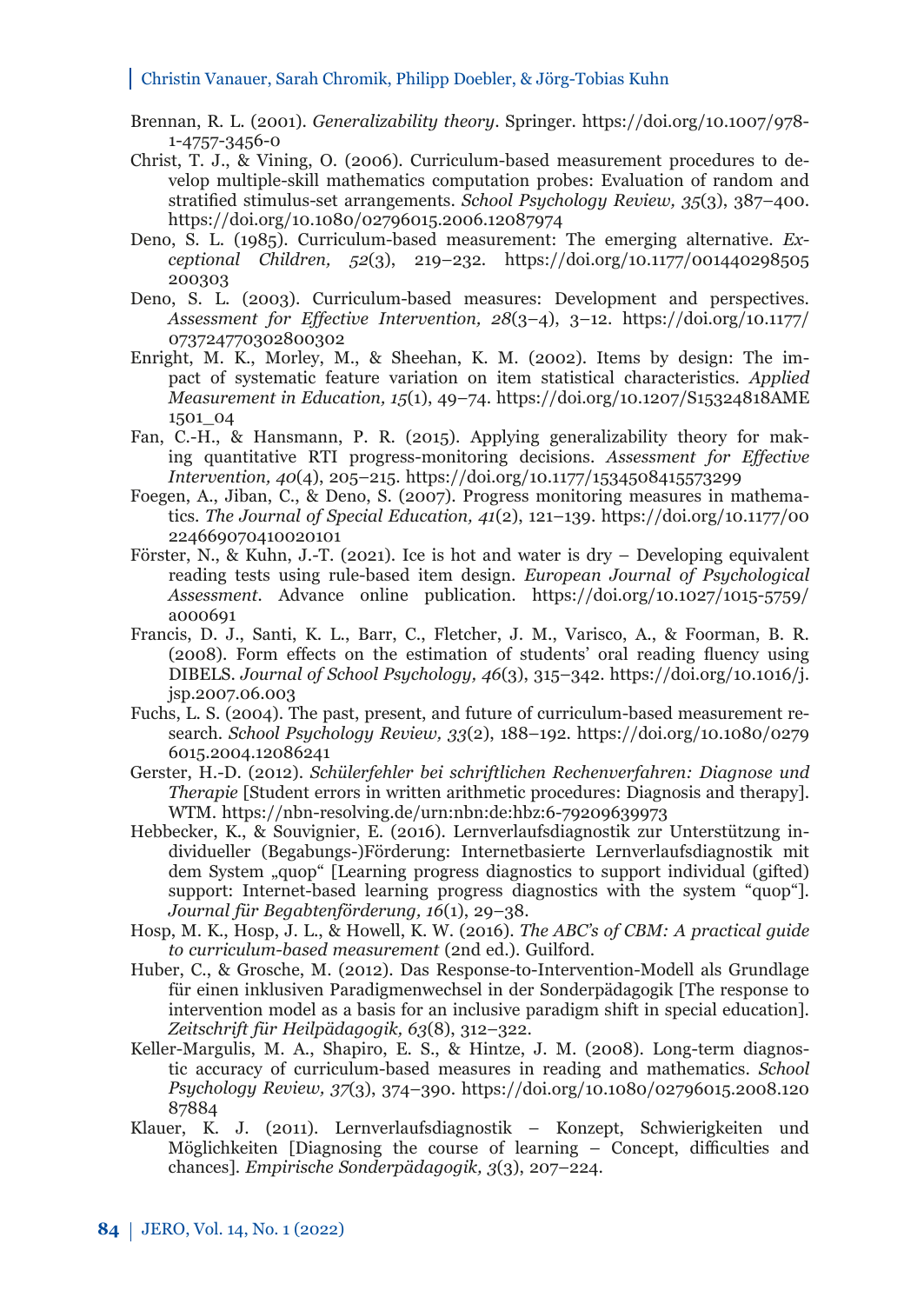Brennan, R. L. (2001). *Generalizability theory*. Springer. https://doi.org/10.1007/978-1-4757-3456-0

Christ, T. J., & Vining, O. (2006). Curriculum-based measurement procedures to develop multiple-skill mathematics computation probes: Evaluation of random and stratified stimulus-set arrangements. *School Psychology Review, 35*(3), 387–400. https://doi.org/10.1080/02796015.2006.12087974

Deno, S. L. (1985). Curriculum-based measurement: The emerging alternative. *Exceptional Children, 52*(3), 219–232. https://doi.org/10.1177/001440298505200303

Deno, S. L. (2003). Curriculum-based measures: Development and perspectives. *Assessment for Effective Intervention, 28*(3–4), 3–12. https://doi.org/10.1177/073724770302800302

Enright, M. K., Morley, M., & Sheehan, K. M. (2002). Items by design: The impact of systematic feature variation on item statistical characteristics. *Applied Measurement in Education, 15*(1), 49–74. https://doi.org/10.1207/S15324818AME1501_04

Fan, C.-H., & Hansmann, P. R. (2015). Applying generalizability theory for making quantitative RTI progress-monitoring decisions. *Assessment for Effective Intervention, 40*(4), 205–215. https://doi.org/10.1177/1534508415573299

Foegen, A., Jiban, C., & Deno, S. (2007). Progress monitoring measures in mathematics. *The Journal of Special Education, 41*(2), 121–139. https://doi.org/10.1177/00224669070410020101

Förster, N., & Kuhn, J.-T. (2021). Ice is hot and water is dry – Developing equivalent reading tests using rule-based item design. *European Journal of Psychological Assessment*. Advance online publication. https://doi.org/10.1027/1015-5759/a000691

Francis, D. J., Santi, K. L., Barr, C., Fletcher, J. M., Varisco, A., & Foorman, B. R. (2008). Form effects on the estimation of students' oral reading fluency using DIBELS. *Journal of School Psychology, 46*(3), 315–342. https://doi.org/10.1016/j.jsp.2007.06.003

Fuchs, L. S. (2004). The past, present, and future of curriculum-based measurement research. *School Psychology Review, 33*(2), 188–192. https://doi.org/10.1080/02796015.2004.12086241

Gerster, H.-D. (2012). *Schülerfehler bei schriftlichen Rechenverfahren: Diagnose und Therapie* [Student errors in written arithmetic procedures: Diagnosis and therapy]. WTM. https://nbn-resolving.de/urn:nbn:de:hbz:6-79209639973

Hebbecker, K., & Souvignier, E. (2016). Lernverlaufsdiagnostik zur Unterstützung individueller (Begabungs-)Förderung: Internetbasierte Lernverlaufsdiagnostik mit dem System „quop" [Learning progress diagnostics to support individual (gifted) support: Internet-based learning progress diagnostics with the system "quop"]. *Journal für Begabtenförderung, 16*(1), 29–38.

Hosp, M. K., Hosp, J. L., & Howell, K. W. (2016). *The ABC's of CBM: A practical guide to curriculum-based measurement* (2nd ed.). Guilford.

Huber, C., & Grosche, M. (2012). Das Response-to-Intervention-Modell als Grundlage für einen inklusiven Paradigmenwechsel in der Sonderpädagogik [The response to intervention model as a basis for an inclusive paradigm shift in special education]. *Zeitschrift für Heilpädagogik, 63*(8), 312–322.

Keller-Margulis, M. A., Shapiro, E. S., & Hintze, J. M. (2008). Long-term diagnostic accuracy of curriculum-based measures in reading and mathematics. *School Psychology Review, 37*(3), 374–390. https://doi.org/10.1080/02796015.2008.12087884

Klauer, K. J. (2011). Lernverlaufsdiagnostik – Konzept, Schwierigkeiten und Möglichkeiten [Diagnosing the course of learning – Concept, difficulties and chances]. *Empirische Sonderpädagogik, 3*(3), 207–224.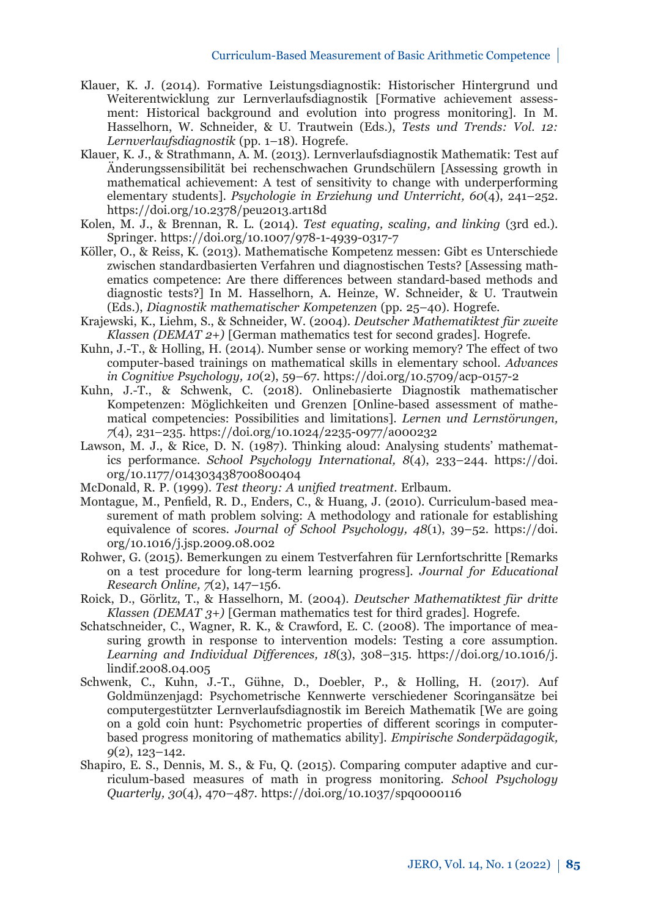Klauer, K. J. (2014). Formative Leistungsdiagnostik: Historischer Hintergrund und Weiterentwicklung zur Lernverlaufsdiagnostik [Formative achievement assessment: Historical background and evolution into progress monitoring]. In M. Hasselhorn, W. Schneider, & U. Trautwein (Eds.), *Tests und Trends: Vol. 12: Lernverlaufsdiagnostik* (pp. 1–18). Hogrefe.

Klauer, K. J., & Strathmann, A. M. (2013). Lernverlaufsdiagnostik Mathematik: Test auf Änderungssensibilität bei rechenschwachen Grundschülern [Assessing growth in mathematical achievement: A test of sensitivity to change with underperforming elementary students]. *Psychologie in Erziehung und Unterricht, 60*(4), 241–252. https://doi.org/10.2378/peu2013.art18d

Kolen, M. J., & Brennan, R. L. (2014). *Test equating, scaling, and linking* (3rd ed.). Springer. https://doi.org/10.1007/978-1-4939-0317-7

Köller, O., & Reiss, K. (2013). Mathematische Kompetenz messen: Gibt es Unterschiede zwischen standardbasierten Verfahren und diagnostischen Tests? [Assessing mathematics competence: Are there differences between standard-based methods and diagnostic tests?] In M. Hasselhorn, A. Heinze, W. Schneider, & U. Trautwein (Eds.), *Diagnostik mathematischer Kompetenzen* (pp. 25–40). Hogrefe.

Krajewski, K., Liehm, S., & Schneider, W. (2004). *Deutscher Mathematiktest für zweite Klassen (DEMAT 2+)* [German mathematics test for second grades]. Hogrefe.

Kuhn, J.-T., & Holling, H. (2014). Number sense or working memory? The effect of two computer-based trainings on mathematical skills in elementary school. *Advances in Cognitive Psychology, 10*(2), 59–67. https://doi.org/10.5709/acp-0157-2

Kuhn, J.-T., & Schwenk, C. (2018). Onlinebasierte Diagnostik mathematischer Kompetenzen: Möglichkeiten und Grenzen [Online-based assessment of mathematical competencies: Possibilities and limitations]. *Lernen und Lernstörungen, 7*(4), 231–235. https://doi.org/10.1024/2235-0977/a000232

Lawson, M. J., & Rice, D. N. (1987). Thinking aloud: Analysing students' mathematics performance. *School Psychology International, 8*(4), 233–244. https://doi.org/10.1177/014303438700800404

McDonald, R. P. (1999). *Test theory: A unified treatment*. Erlbaum.

Montague, M., Penfield, R. D., Enders, C., & Huang, J. (2010). Curriculum-based measurement of math problem solving: A methodology and rationale for establishing equivalence of scores. *Journal of School Psychology, 48*(1), 39–52. https://doi.org/10.1016/j.jsp.2009.08.002

Rohwer, G. (2015). Bemerkungen zu einem Testverfahren für Lernfortschritte [Remarks on a test procedure for long-term learning progress]. *Journal for Educational Research Online, 7*(2), 147–156.

Roick, D., Görlitz, T., & Hasselhorn, M. (2004). *Deutscher Mathematiktest für dritte Klassen (DEMAT 3+)* [German mathematics test for third grades]. Hogrefe.

Schatschneider, C., Wagner, R. K., & Crawford, E. C. (2008). The importance of measuring growth in response to intervention models: Testing a core assumption. *Learning and Individual Differences, 18*(3), 308–315. https://doi.org/10.1016/j.lindif.2008.04.005

Schwenk, C., Kuhn, J.-T., Gühne, D., Doebler, P., & Holling, H. (2017). Auf Goldmünzenjagd: Psychometrische Kennwerte verschiedener Scoringansätze bei computergestützter Lernverlaufsdiagnostik im Bereich Mathematik [We are going on a gold coin hunt: Psychometric properties of different scorings in computer-based progress monitoring of mathematics ability]. *Empirische Sonderpädagogik, 9*(2), 123–142.

Shapiro, E. S., Dennis, M. S., & Fu, Q. (2015). Comparing computer adaptive and curriculum-based measures of math in progress monitoring. *School Psychology Quarterly, 30*(4), 470–487. https://doi.org/10.1037/spq0000116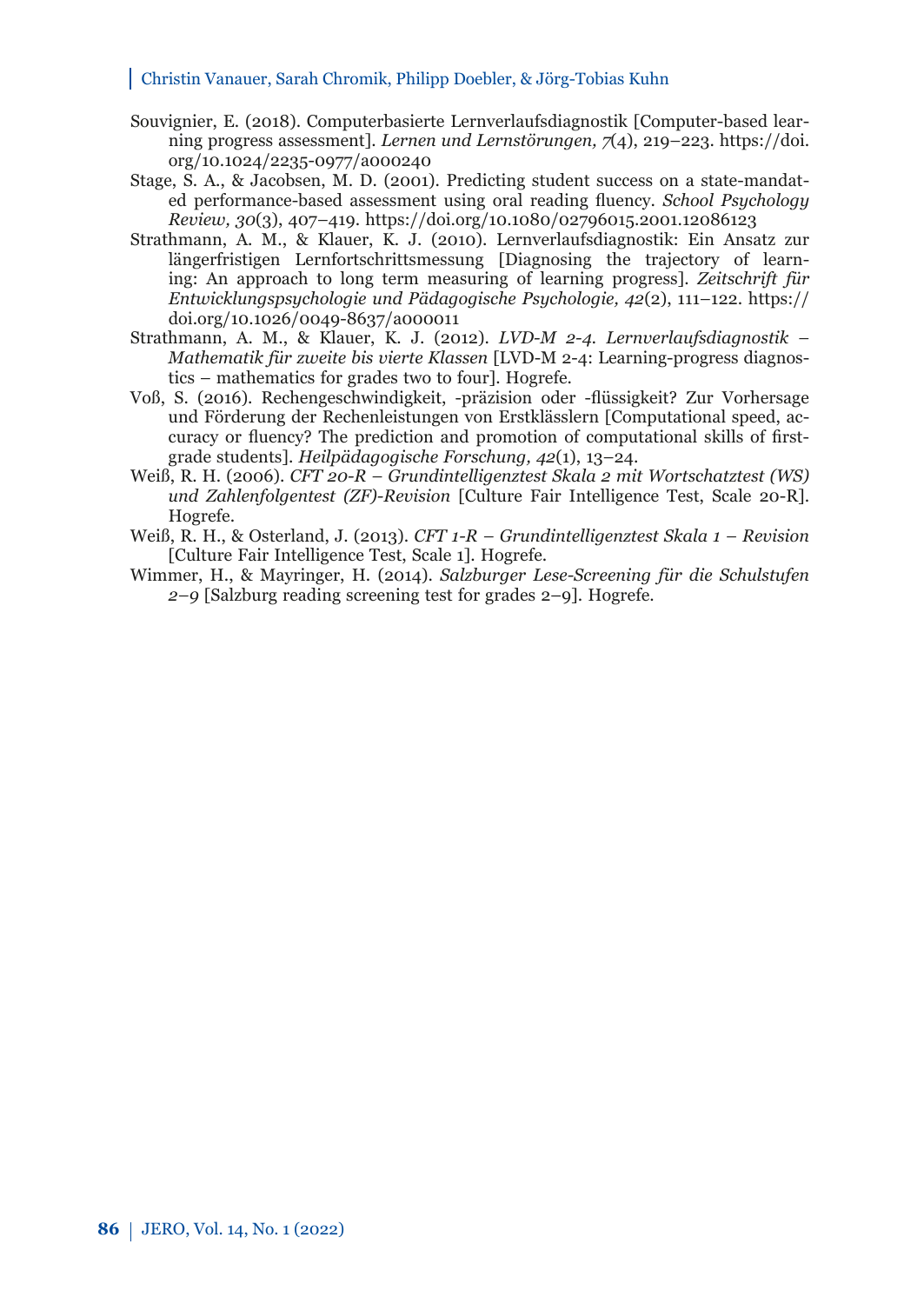Souvignier, E. (2018). Computerbasierte Lernverlaufsdiagnostik [Computer-based learning progress assessment]. *Lernen und Lernstörungen, 7*(4), 219–223. https://doi.org/10.1024/2235-0977/a000240

Stage, S. A., & Jacobsen, M. D. (2001). Predicting student success on a state-mandated performance-based assessment using oral reading fluency. *School Psychology Review, 30*(3), 407–419. https://doi.org/10.1080/02796015.2001.12086123

Strathmann, A. M., & Klauer, K. J. (2010). Lernverlaufsdiagnostik: Ein Ansatz zur längerfristigen Lernfortschrittsmessung [Diagnosing the trajectory of learning: An approach to long term measuring of learning progress]. *Zeitschrift für Entwicklungspsychologie und Pädagogische Psychologie, 42*(2), 111–122. https://doi.org/10.1026/0049-8637/a000011

Strathmann, A. M., & Klauer, K. J. (2012). *LVD-M 2-4. Lernverlaufsdiagnostik – Mathematik für zweite bis vierte Klassen* [LVD-M 2-4: Learning-progress diagnostics – mathematics for grades two to four]. Hogrefe.

Voß, S. (2016). Rechengeschwindigkeit, -präzision oder -flüssigkeit? Zur Vorhersage und Förderung der Rechenleistungen von Erstklässlern [Computational speed, accuracy or fluency? The prediction and promotion of computational skills of first-grade students]. *Heilpädagogische Forschung, 42*(1), 13–24.

Weiß, R. H. (2006). *CFT 20-R – Grundintelligenztest Skala 2 mit Wortschatztest (WS) und Zahlenfolgentest (ZF)-Revision* [Culture Fair Intelligence Test, Scale 20-R]. Hogrefe.

Weiß, R. H., & Osterland, J. (2013). *CFT 1-R – Grundintelligenztest Skala 1 – Revision* [Culture Fair Intelligence Test, Scale 1]. Hogrefe.

Wimmer, H., & Mayringer, H. (2014). *Salzburger Lese-Screening für die Schulstufen 2–9* [Salzburg reading screening test for grades 2–9]. Hogrefe.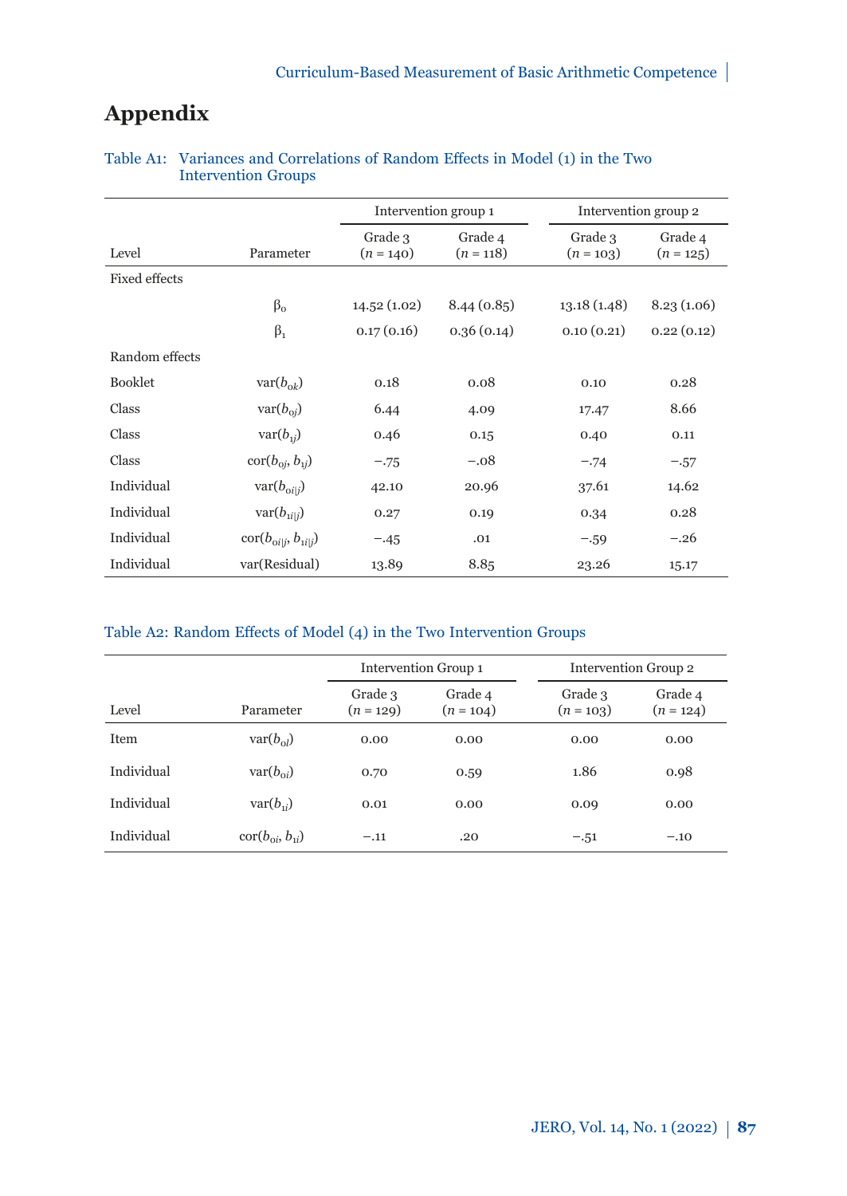# Appendix

Table A1: Variances and Correlations of Random Effects in Model (1) in the Two Intervention Groups

| | | Intervention group 1 | | Intervention group 2 | |
|---|---|---|---|---|---|
| Level | Parameter | Grade 3 ($n$ = 140) | Grade 4 ($n$ = 118) | Grade 3 ($n$ = 103) | Grade 4 ($n$ = 125) |
| Fixed effects | | | | | |
| | $\beta_0$ | 14.52 (1.02) | 8.44 (0.85) | 13.18 (1.48) | 8.23 (1.06) |
| | $\beta_1$ | 0.17 (0.16) | 0.36 (0.14) | 0.10 (0.21) | 0.22 (0.12) |
| Random effects | | | | | |
| Booklet | var($b_{ok}$) | 0.18 | 0.08 | 0.10 | 0.28 |
| Class | var($b_{oj}$) | 6.44 | 4.09 | 17.47 | 8.66 |
| Class | var($b_{1j}$) | 0.46 | 0.15 | 0.40 | 0.11 |
| Class | cor($b_{oj}$, $b_{1j}$) | −.75 | −.08 | −.74 | −.57 |
| Individual | var($b_{oi\|j}$) | 42.10 | 20.96 | 37.61 | 14.62 |
| Individual | var($b_{1i\|j}$) | 0.27 | 0.19 | 0.34 | 0.28 |
| Individual | cor($b_{oi\|j}$, $b_{1i\|j}$) | −.45 | .01 | −.59 | −.26 |
| Individual | var(Residual) | 13.89 | 8.85 | 23.26 | 15.17 |

Table A2: Random Effects of Model (4) in the Two Intervention Groups

| | | Intervention Group 1 | | Intervention Group 2 | |
|---|---|---|---|---|---|
| Level | Parameter | Grade 3 ($n$ = 129) | Grade 4 ($n$ = 104) | Grade 3 ($n$ = 103) | Grade 4 ($n$ = 124) |
| Item | var($b_{ol}$) | 0.00 | 0.00 | 0.00 | 0.00 |
| Individual | var($b_{oi}$) | 0.70 | 0.59 | 1.86 | 0.98 |
| Individual | var($b_{1i}$) | 0.01 | 0.00 | 0.09 | 0.00 |
| Individual | cor($b_{oi}$, $b_{1i}$) | −.11 | .20 | −.51 | −.10 |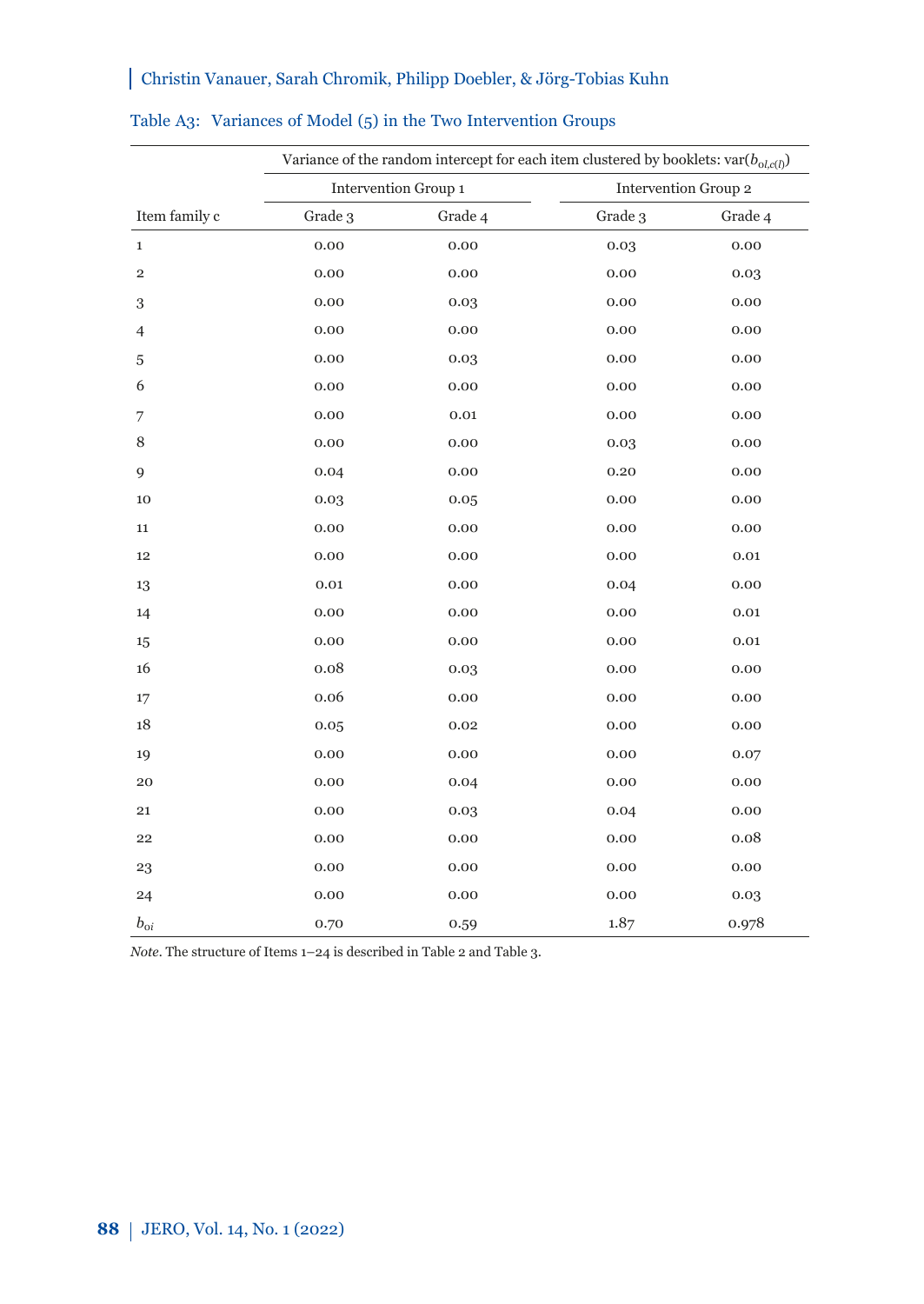Table A3: Variances of Model (5) in the Two Intervention Groups

| | Variance of the random intercept for each item clustered by booklets: $\text{var}(b_{oi,c(l)})$ | | | |
|---|---|---|---|---|
| | Intervention Group 1 | | Intervention Group 2 | |
| Item family c | Grade 3 | Grade 4 | Grade 3 | Grade 4 |
| 1 | 0.00 | 0.00 | 0.03 | 0.00 |
| 2 | 0.00 | 0.00 | 0.00 | 0.03 |
| 3 | 0.00 | 0.03 | 0.00 | 0.00 |
| 4 | 0.00 | 0.00 | 0.00 | 0.00 |
| 5 | 0.00 | 0.03 | 0.00 | 0.00 |
| 6 | 0.00 | 0.00 | 0.00 | 0.00 |
| 7 | 0.00 | 0.01 | 0.00 | 0.00 |
| 8 | 0.00 | 0.00 | 0.03 | 0.00 |
| 9 | 0.04 | 0.00 | 0.20 | 0.00 |
| 10 | 0.03 | 0.05 | 0.00 | 0.00 |
| 11 | 0.00 | 0.00 | 0.00 | 0.00 |
| 12 | 0.00 | 0.00 | 0.00 | 0.01 |
| 13 | 0.01 | 0.00 | 0.04 | 0.00 |
| 14 | 0.00 | 0.00 | 0.00 | 0.01 |
| 15 | 0.00 | 0.00 | 0.00 | 0.01 |
| 16 | 0.08 | 0.03 | 0.00 | 0.00 |
| 17 | 0.06 | 0.00 | 0.00 | 0.00 |
| 18 | 0.05 | 0.02 | 0.00 | 0.00 |
| 19 | 0.00 | 0.00 | 0.00 | 0.07 |
| 20 | 0.00 | 0.04 | 0.00 | 0.00 |
| 21 | 0.00 | 0.03 | 0.04 | 0.00 |
| 22 | 0.00 | 0.00 | 0.00 | 0.08 |
| 23 | 0.00 | 0.00 | 0.00 | 0.00 |
| 24 | 0.00 | 0.00 | 0.00 | 0.03 |
| $b_{oi}$ | 0.70 | 0.59 | 1.87 | 0.978 |

*Note*. The structure of Items 1–24 is described in Table 2 and Table 3.